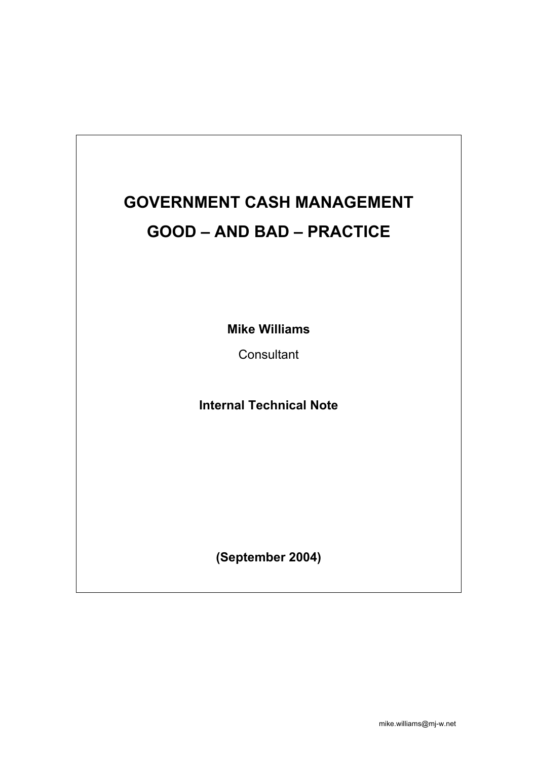# GOVERNMENT CASH MANAGEMENT

# GOOD – AND BAD – PRACTICE

**Mike Williams**

Consultant

**Internal Technical Note**

**(September 2004)**

mike.williams@mj-w.net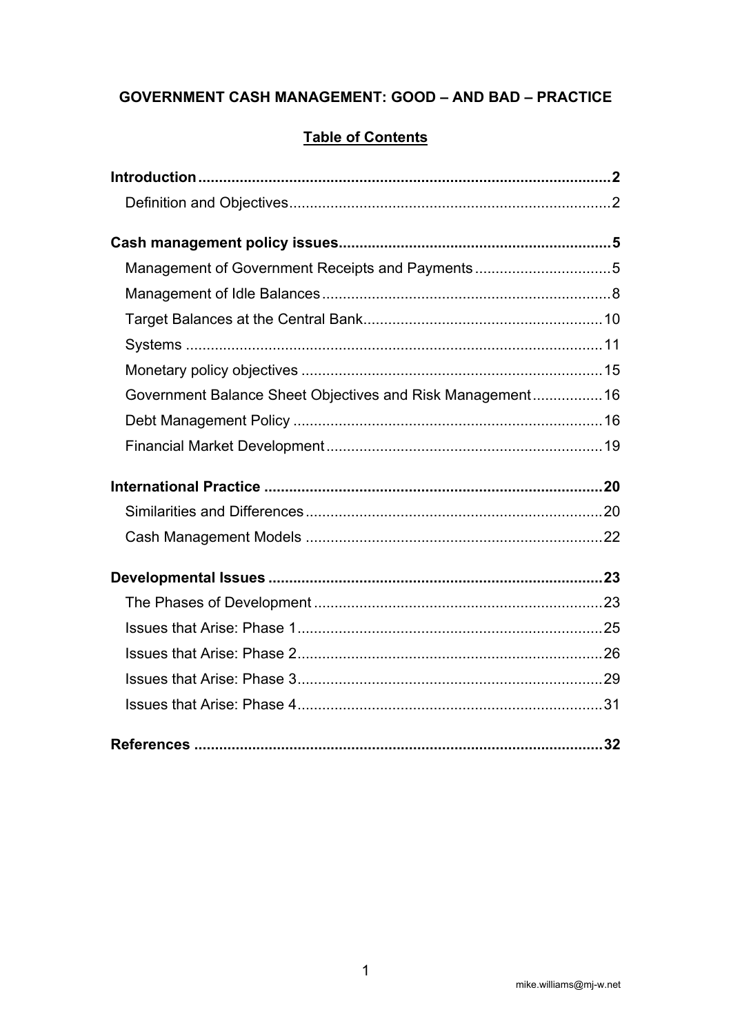**GOVERNMENT CASH MANAGEMENT: GOOD – AND BAD – PRACTICE**

**Table of Contents**

**Introduction** .......... **2**
- Definition and Objectives .......... 2

**Cash management policy issues** .......... **5**
- Management of Government Receipts and Payments .......... 5
- Management of Idle Balances .......... 8
- Target Balances at the Central Bank .......... 10
- Systems .......... 11
- Monetary policy objectives .......... 15
- Government Balance Sheet Objectives and Risk Management .......... 16
- Debt Management Policy .......... 16
- Financial Market Development .......... 19

**International Practice** .......... **20**
- Similarities and Differences .......... 20
- Cash Management Models .......... 22

**Developmental Issues** .......... **23**
- The Phases of Development .......... 23
- Issues that Arise: Phase 1 .......... 25
- Issues that Arise: Phase 2 .......... 26
- Issues that Arise: Phase 3 .......... 29
- Issues that Arise: Phase 4 .......... 31

**References** .......... **32**

mike.williams@mj-w.net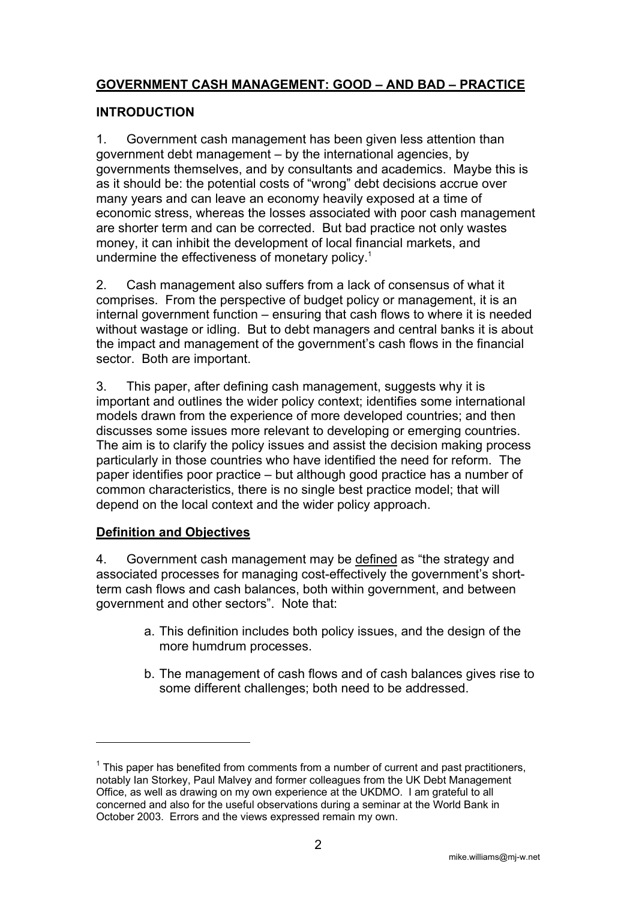## GOVERNMENT CASH MANAGEMENT: GOOD – AND BAD – PRACTICE

### INTRODUCTION

1. Government cash management has been given less attention than government debt management – by the international agencies, by governments themselves, and by consultants and academics. Maybe this is as it should be: the potential costs of "wrong" debt decisions accrue over many years and can leave an economy heavily exposed at a time of economic stress, whereas the losses associated with poor cash management are shorter term and can be corrected. But bad practice not only wastes money, it can inhibit the development of local financial markets, and undermine the effectiveness of monetary policy.[1]

2. Cash management also suffers from a lack of consensus of what it comprises. From the perspective of budget policy or management, it is an internal government function – ensuring that cash flows to where it is needed without wastage or idling. But to debt managers and central banks it is about the impact and management of the government's cash flows in the financial sector. Both are important.

3. This paper, after defining cash management, suggests why it is important and outlines the wider policy context; identifies some international models drawn from the experience of more developed countries; and then discusses some issues more relevant to developing or emerging countries. The aim is to clarify the policy issues and assist the decision making process particularly in those countries who have identified the need for reform. The paper identifies poor practice – but although good practice has a number of common characteristics, there is no single best practice model; that will depend on the local context and the wider policy approach.

### Definition and Objectives

4. Government cash management may be defined as "the strategy and associated processes for managing cost-effectively the government's short-term cash flows and cash balances, both within government, and between government and other sectors". Note that:

   a. This definition includes both policy issues, and the design of the more humdrum processes.

   b. The management of cash flows and of cash balances gives rise to some different challenges; both need to be addressed.

---

[1] This paper has benefited from comments from a number of current and past practitioners, notably Ian Storkey, Paul Malvey and former colleagues from the UK Debt Management Office, as well as drawing on my own experience at the UKDMO. I am grateful to all concerned and also for the useful observations during a seminar at the World Bank in October 2003. Errors and the views expressed remain my own.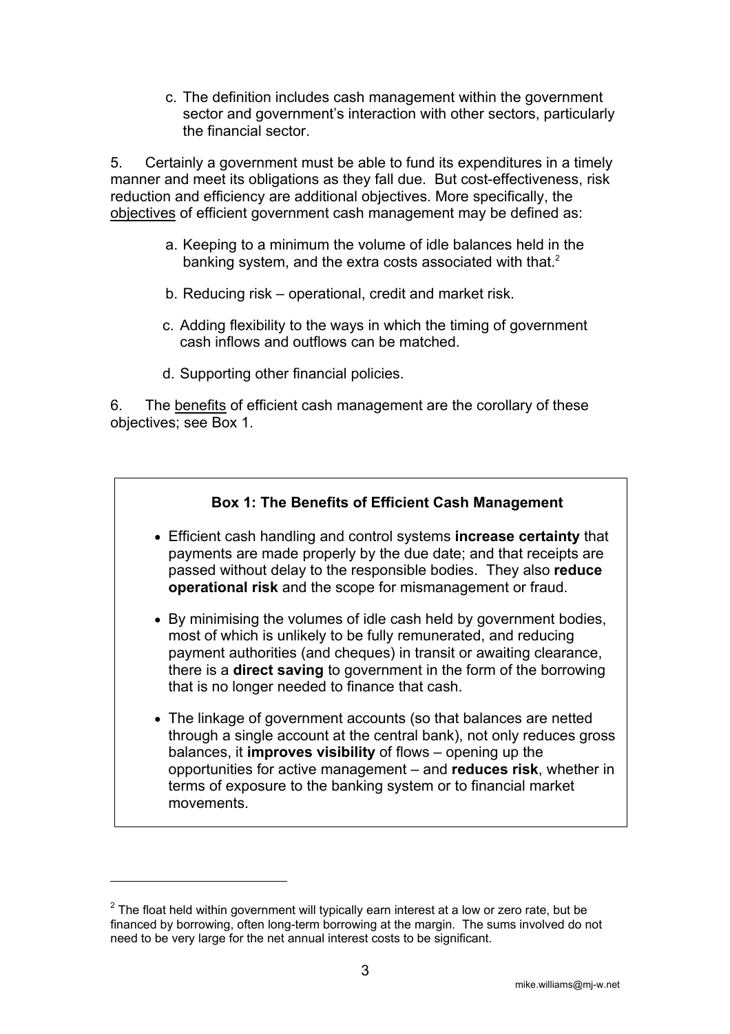c. The definition includes cash management within the government sector and government's interaction with other sectors, particularly the financial sector.

5. Certainly a government must be able to fund its expenditures in a timely manner and meet its obligations as they fall due. But cost-effectiveness, risk reduction and efficiency are additional objectives. More specifically, the objectives of efficient government cash management may be defined as:

a. Keeping to a minimum the volume of idle balances held in the banking system, and the extra costs associated with that.[2]

b. Reducing risk – operational, credit and market risk.

c. Adding flexibility to the ways in which the timing of government cash inflows and outflows can be matched.

d. Supporting other financial policies.

6. The benefits of efficient cash management are the corollary of these objectives; see Box 1.

**Box 1: The Benefits of Efficient Cash Management**

- Efficient cash handling and control systems **increase certainty** that payments are made properly by the due date; and that receipts are passed without delay to the responsible bodies. They also **reduce operational risk** and the scope for mismanagement or fraud.
- By minimising the volumes of idle cash held by government bodies, most of which is unlikely to be fully remunerated, and reducing payment authorities (and cheques) in transit or awaiting clearance, there is a **direct saving** to government in the form of the borrowing that is no longer needed to finance that cash.
- The linkage of government accounts (so that balances are netted through a single account at the central bank), not only reduces gross balances, it **improves visibility** of flows – opening up the opportunities for active management – and **reduces risk**, whether in terms of exposure to the banking system or to financial market movements.

[2] The float held within government will typically earn interest at a low or zero rate, but be financed by borrowing, often long-term borrowing at the margin. The sums involved do not need to be very large for the net annual interest costs to be significant.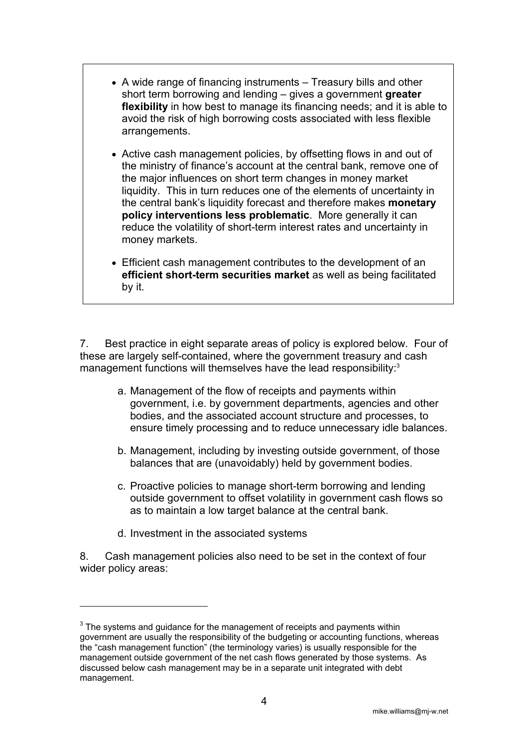- A wide range of financing instruments – Treasury bills and other short term borrowing and lending – gives a government **greater flexibility** in how best to manage its financing needs; and it is able to avoid the risk of high borrowing costs associated with less flexible arrangements.

- Active cash management policies, by offsetting flows in and out of the ministry of finance's account at the central bank, remove one of the major influences on short term changes in money market liquidity. This in turn reduces one of the elements of uncertainty in the central bank's liquidity forecast and therefore makes **monetary policy interventions less problematic**. More generally it can reduce the volatility of short-term interest rates and uncertainty in money markets.

- Efficient cash management contributes to the development of an **efficient short-term securities market** as well as being facilitated by it.

7. Best practice in eight separate areas of policy is explored below. Four of these are largely self-contained, where the government treasury and cash management functions will themselves have the lead responsibility:[3]

   a. Management of the flow of receipts and payments within government, i.e. by government departments, agencies and other bodies, and the associated account structure and processes, to ensure timely processing and to reduce unnecessary idle balances.

   b. Management, including by investing outside government, of those balances that are (unavoidably) held by government bodies.

   c. Proactive policies to manage short-term borrowing and lending outside government to offset volatility in government cash flows so as to maintain a low target balance at the central bank.

   d. Investment in the associated systems

8. Cash management policies also need to be set in the context of four wider policy areas:

---

[3] The systems and guidance for the management of receipts and payments within government are usually the responsibility of the budgeting or accounting functions, whereas the "cash management function" (the terminology varies) is usually responsible for the management outside government of the net cash flows generated by those systems. As discussed below cash management may be in a separate unit integrated with debt management.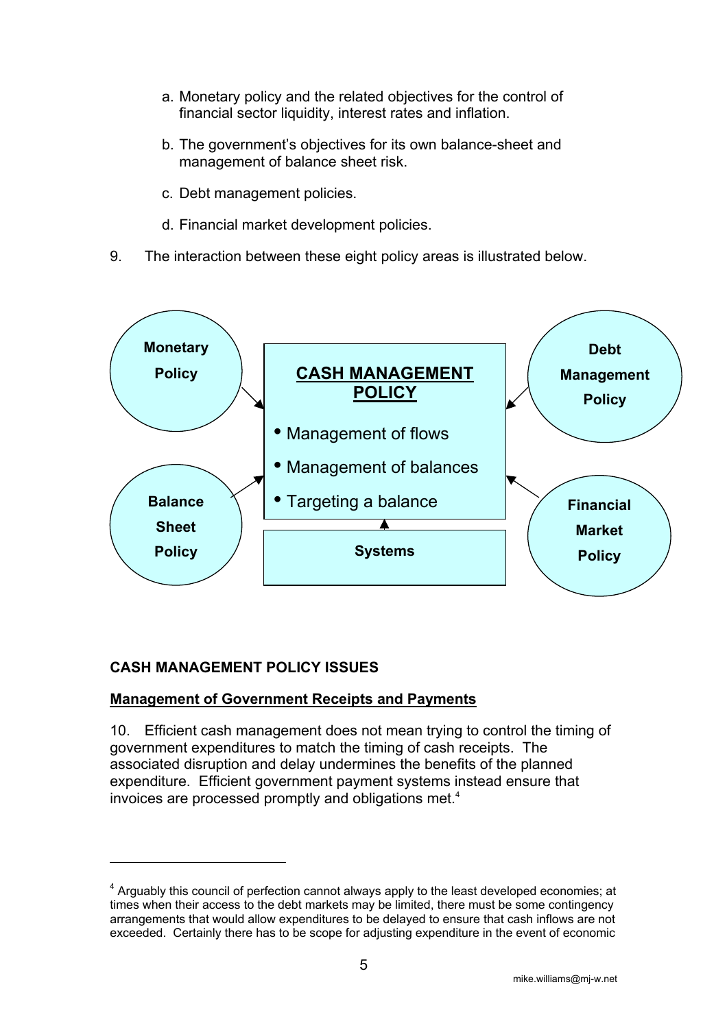a. Monetary policy and the related objectives for the control of financial sector liquidity, interest rates and inflation.

b. The government's objectives for its own balance-sheet and management of balance sheet risk.

c. Debt management policies.

d. Financial market development policies.

9. The interaction between these eight policy areas is illustrated below.

Monetary Policy

Debt Management Policy

CASH MANAGEMENT POLICY

- Management of flows
- Management of balances
- Targeting a balance

Balance Sheet Policy

Financial Market Policy

Systems

## CASH MANAGEMENT POLICY ISSUES

### Management of Government Receipts and Payments

10. Efficient cash management does not mean trying to control the timing of government expenditures to match the timing of cash receipts. The associated disruption and delay undermines the benefits of the planned expenditure. Efficient government payment systems instead ensure that invoices are processed promptly and obligations met.[4]

---

[4] Arguably this council of perfection cannot always apply to the least developed economies; at times when their access to the debt markets may be limited, there must be some contingency arrangements that would allow expenditures to be delayed to ensure that cash inflows are not exceeded. Certainly there has to be scope for adjusting expenditure in the event of economic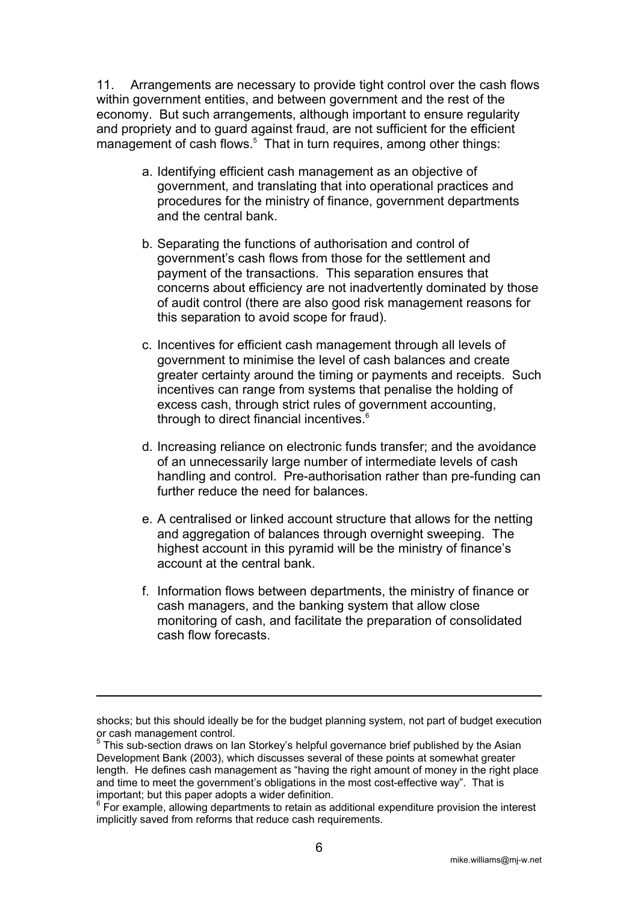11. Arrangements are necessary to provide tight control over the cash flows within government entities, and between government and the rest of the economy. But such arrangements, although important to ensure regularity and propriety and to guard against fraud, are not sufficient for the efficient management of cash flows.[5] That in turn requires, among other things:

a. Identifying efficient cash management as an objective of government, and translating that into operational practices and procedures for the ministry of finance, government departments and the central bank.

b. Separating the functions of authorisation and control of government's cash flows from those for the settlement and payment of the transactions. This separation ensures that concerns about efficiency are not inadvertently dominated by those of audit control (there are also good risk management reasons for this separation to avoid scope for fraud).

c. Incentives for efficient cash management through all levels of government to minimise the level of cash balances and create greater certainty around the timing or payments and receipts. Such incentives can range from systems that penalise the holding of excess cash, through strict rules of government accounting, through to direct financial incentives.[6]

d. Increasing reliance on electronic funds transfer; and the avoidance of an unnecessarily large number of intermediate levels of cash handling and control. Pre-authorisation rather than pre-funding can further reduce the need for balances.

e. A centralised or linked account structure that allows for the netting and aggregation of balances through overnight sweeping. The highest account in this pyramid will be the ministry of finance's account at the central bank.

f. Information flows between departments, the ministry of finance or cash managers, and the banking system that allow close monitoring of cash, and facilitate the preparation of consolidated cash flow forecasts.

---

shocks; but this should ideally be for the budget planning system, not part of budget execution or cash management control.

[5] This sub-section draws on Ian Storkey's helpful governance brief published by the Asian Development Bank (2003), which discusses several of these points at somewhat greater length. He defines cash management as "having the right amount of money in the right place and time to meet the government's obligations in the most cost-effective way". That is important; but this paper adopts a wider definition.

[6] For example, allowing departments to retain as additional expenditure provision the interest implicitly saved from reforms that reduce cash requirements.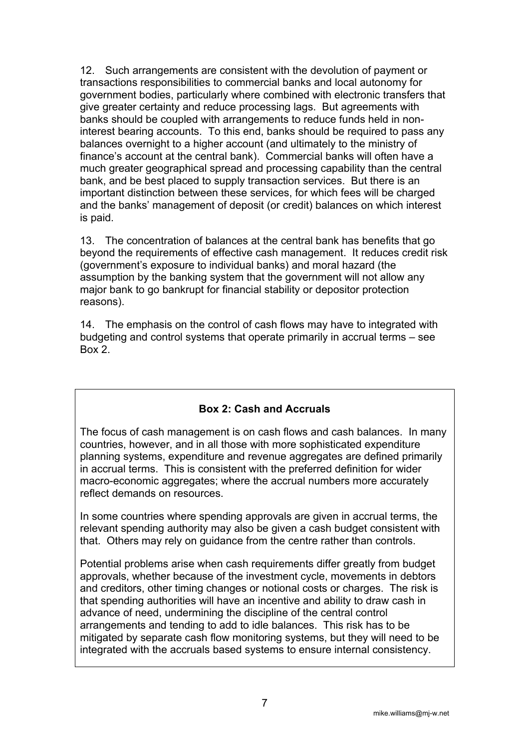12. Such arrangements are consistent with the devolution of payment or transactions responsibilities to commercial banks and local autonomy for government bodies, particularly where combined with electronic transfers that give greater certainty and reduce processing lags. But agreements with banks should be coupled with arrangements to reduce funds held in non-interest bearing accounts. To this end, banks should be required to pass any balances overnight to a higher account (and ultimately to the ministry of finance's account at the central bank). Commercial banks will often have a much greater geographical spread and processing capability than the central bank, and be best placed to supply transaction services. But there is an important distinction between these services, for which fees will be charged and the banks' management of deposit (or credit) balances on which interest is paid.

13. The concentration of balances at the central bank has benefits that go beyond the requirements of effective cash management. It reduces credit risk (government's exposure to individual banks) and moral hazard (the assumption by the banking system that the government will not allow any major bank to go bankrupt for financial stability or depositor protection reasons).

14. The emphasis on the control of cash flows may have to integrated with budgeting and control systems that operate primarily in accrual terms – see Box 2.

**Box 2: Cash and Accruals**

The focus of cash management is on cash flows and cash balances. In many countries, however, and in all those with more sophisticated expenditure planning systems, expenditure and revenue aggregates are defined primarily in accrual terms. This is consistent with the preferred definition for wider macro-economic aggregates; where the accrual numbers more accurately reflect demands on resources.

In some countries where spending approvals are given in accrual terms, the relevant spending authority may also be given a cash budget consistent with that. Others may rely on guidance from the centre rather than controls.

Potential problems arise when cash requirements differ greatly from budget approvals, whether because of the investment cycle, movements in debtors and creditors, other timing changes or notional costs or charges. The risk is that spending authorities will have an incentive and ability to draw cash in advance of need, undermining the discipline of the central control arrangements and tending to add to idle balances. This risk has to be mitigated by separate cash flow monitoring systems, but they will need to be integrated with the accruals based systems to ensure internal consistency.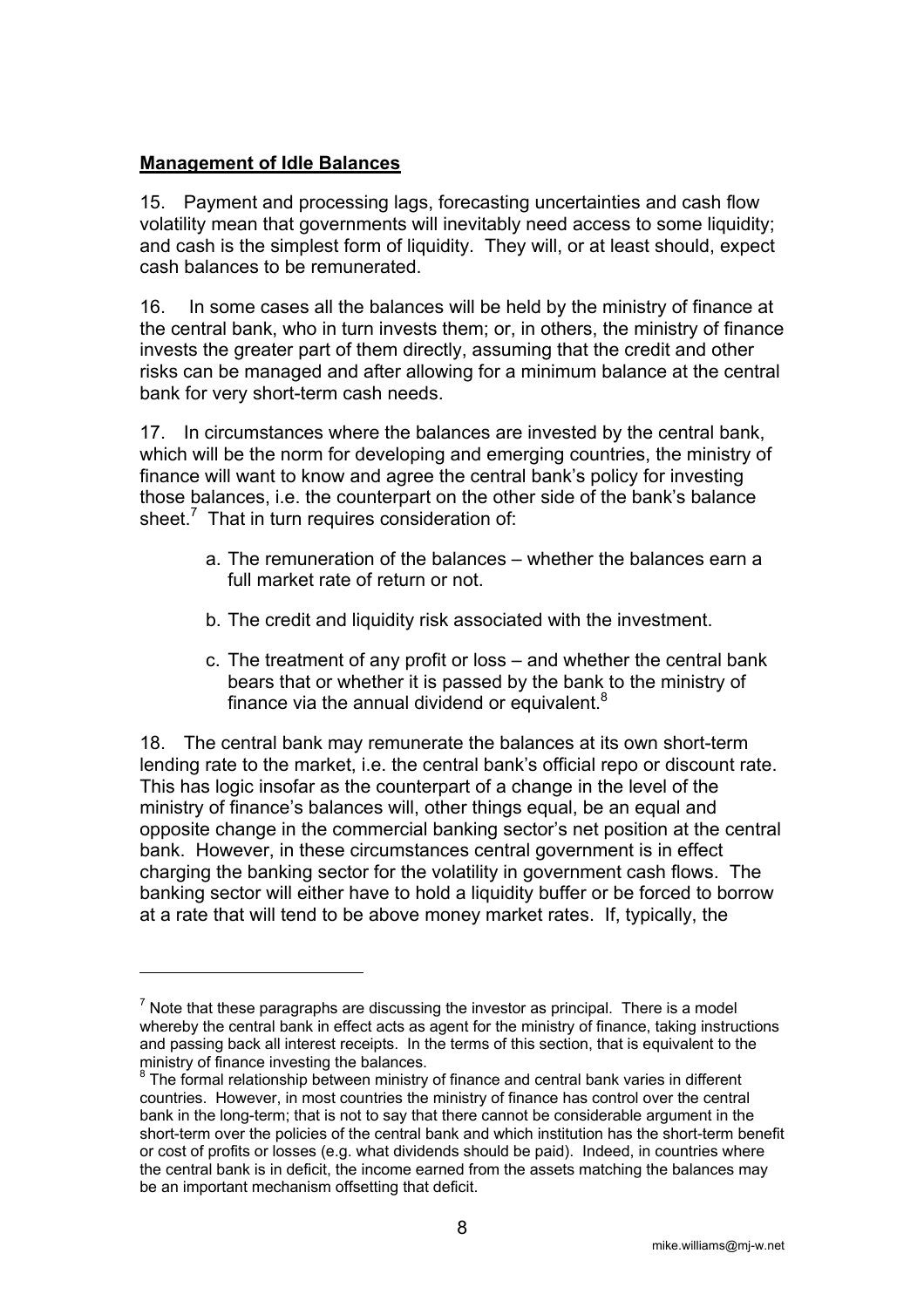## Management of Idle Balances

15. Payment and processing lags, forecasting uncertainties and cash flow volatility mean that governments will inevitably need access to some liquidity; and cash is the simplest form of liquidity. They will, or at least should, expect cash balances to be remunerated.

16. In some cases all the balances will be held by the ministry of finance at the central bank, who in turn invests them; or, in others, the ministry of finance invests the greater part of them directly, assuming that the credit and other risks can be managed and after allowing for a minimum balance at the central bank for very short-term cash needs.

17. In circumstances where the balances are invested by the central bank, which will be the norm for developing and emerging countries, the ministry of finance will want to know and agree the central bank's policy for investing those balances, i.e. the counterpart on the other side of the bank's balance sheet.[7] That in turn requires consideration of:

a. The remuneration of the balances – whether the balances earn a full market rate of return or not.

b. The credit and liquidity risk associated with the investment.

c. The treatment of any profit or loss – and whether the central bank bears that or whether it is passed by the bank to the ministry of finance via the annual dividend or equivalent.[8]

18. The central bank may remunerate the balances at its own short-term lending rate to the market, i.e. the central bank's official repo or discount rate. This has logic insofar as the counterpart of a change in the level of the ministry of finance's balances will, other things equal, be an equal and opposite change in the commercial banking sector's net position at the central bank. However, in these circumstances central government is in effect charging the banking sector for the volatility in government cash flows. The banking sector will either have to hold a liquidity buffer or be forced to borrow at a rate that will tend to be above money market rates. If, typically, the

---

[7] Note that these paragraphs are discussing the investor as principal. There is a model whereby the central bank in effect acts as agent for the ministry of finance, taking instructions and passing back all interest receipts. In the terms of this section, that is equivalent to the ministry of finance investing the balances.

[8] The formal relationship between ministry of finance and central bank varies in different countries. However, in most countries the ministry of finance has control over the central bank in the long-term; that is not to say that there cannot be considerable argument in the short-term over the policies of the central bank and which institution has the short-term benefit or cost of profits or losses (e.g. what dividends should be paid). Indeed, in countries where the central bank is in deficit, the income earned from the assets matching the balances may be an important mechanism offsetting that deficit.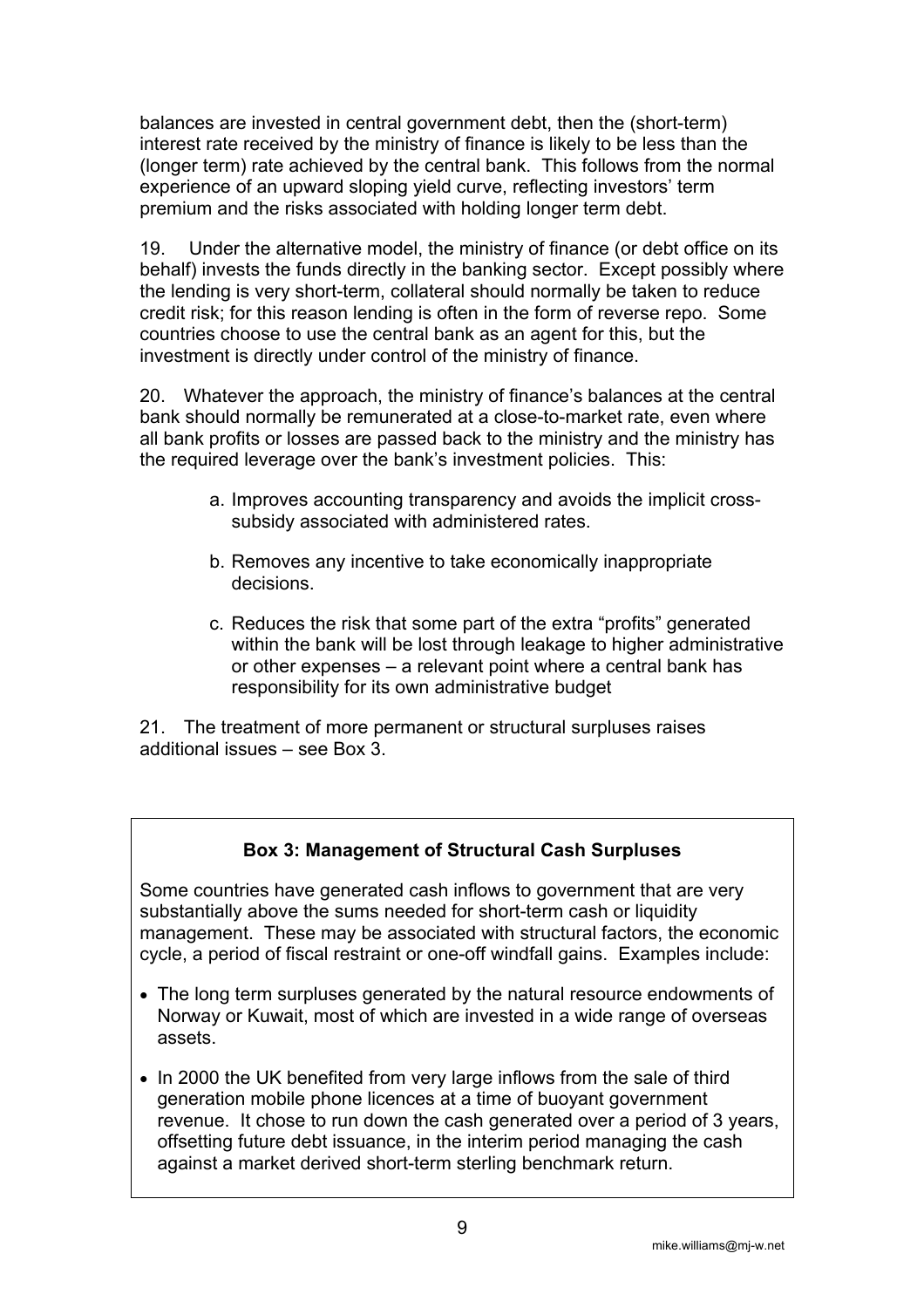balances are invested in central government debt, then the (short-term) interest rate received by the ministry of finance is likely to be less than the (longer term) rate achieved by the central bank. This follows from the normal experience of an upward sloping yield curve, reflecting investors' term premium and the risks associated with holding longer term debt.

19. Under the alternative model, the ministry of finance (or debt office on its behalf) invests the funds directly in the banking sector. Except possibly where the lending is very short-term, collateral should normally be taken to reduce credit risk; for this reason lending is often in the form of reverse repo. Some countries choose to use the central bank as an agent for this, but the investment is directly under control of the ministry of finance.

20. Whatever the approach, the ministry of finance's balances at the central bank should normally be remunerated at a close-to-market rate, even where all bank profits or losses are passed back to the ministry and the ministry has the required leverage over the bank's investment policies. This:

a. Improves accounting transparency and avoids the implicit cross-subsidy associated with administered rates.

b. Removes any incentive to take economically inappropriate decisions.

c. Reduces the risk that some part of the extra "profits" generated within the bank will be lost through leakage to higher administrative or other expenses – a relevant point where a central bank has responsibility for its own administrative budget

21. The treatment of more permanent or structural surpluses raises additional issues – see Box 3.

**Box 3: Management of Structural Cash Surpluses**

Some countries have generated cash inflows to government that are very substantially above the sums needed for short-term cash or liquidity management. These may be associated with structural factors, the economic cycle, a period of fiscal restraint or one-off windfall gains. Examples include:

- The long term surpluses generated by the natural resource endowments of Norway or Kuwait, most of which are invested in a wide range of overseas assets.
- In 2000 the UK benefited from very large inflows from the sale of third generation mobile phone licences at a time of buoyant government revenue. It chose to run down the cash generated over a period of 3 years, offsetting future debt issuance, in the interim period managing the cash against a market derived short-term sterling benchmark return.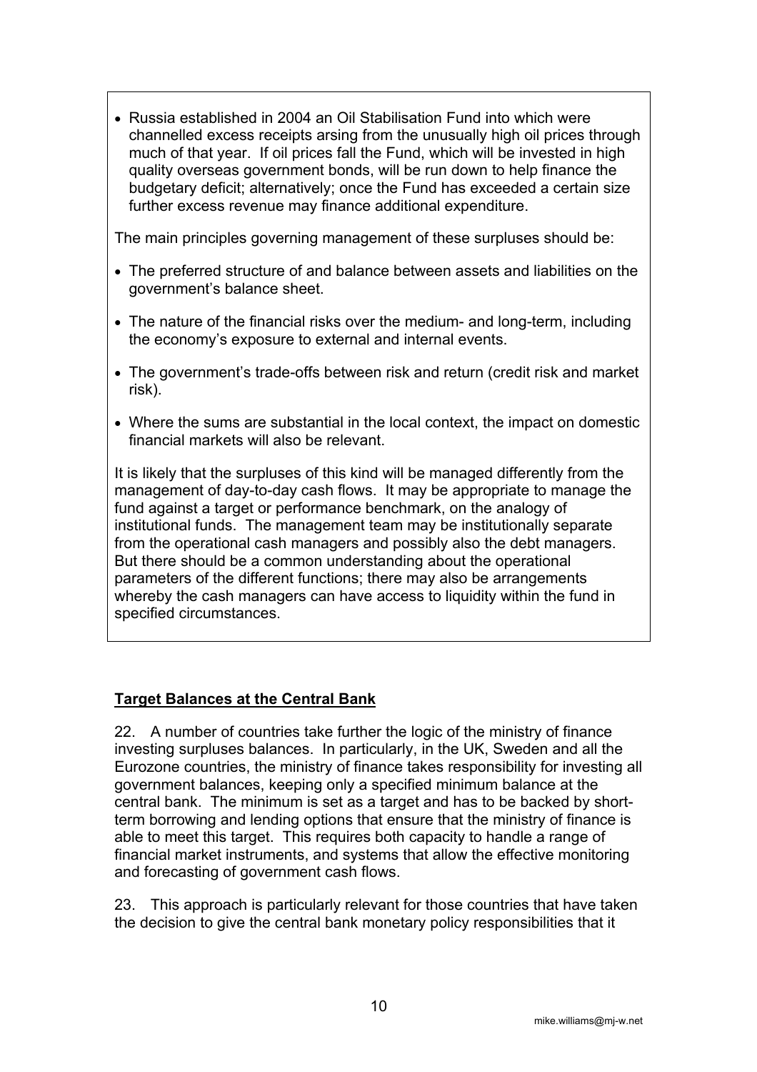- Russia established in 2004 an Oil Stabilisation Fund into which were channelled excess receipts arsing from the unusually high oil prices through much of that year. If oil prices fall the Fund, which will be invested in high quality overseas government bonds, will be run down to help finance the budgetary deficit; alternatively; once the Fund has exceeded a certain size further excess revenue may finance additional expenditure.

The main principles governing management of these surpluses should be:

- The preferred structure of and balance between assets and liabilities on the government's balance sheet.
- The nature of the financial risks over the medium- and long-term, including the economy's exposure to external and internal events.
- The government's trade-offs between risk and return (credit risk and market risk).
- Where the sums are substantial in the local context, the impact on domestic financial markets will also be relevant.

It is likely that the surpluses of this kind will be managed differently from the management of day-to-day cash flows. It may be appropriate to manage the fund against a target or performance benchmark, on the analogy of institutional funds. The management team may be institutionally separate from the operational cash managers and possibly also the debt managers. But there should be a common understanding about the operational parameters of the different functions; there may also be arrangements whereby the cash managers can have access to liquidity within the fund in specified circumstances.

**Target Balances at the Central Bank**

22. A number of countries take further the logic of the ministry of finance investing surpluses balances. In particularly, in the UK, Sweden and all the Eurozone countries, the ministry of finance takes responsibility for investing all government balances, keeping only a specified minimum balance at the central bank. The minimum is set as a target and has to be backed by short-term borrowing and lending options that ensure that the ministry of finance is able to meet this target. This requires both capacity to handle a range of financial market instruments, and systems that allow the effective monitoring and forecasting of government cash flows.

23. This approach is particularly relevant for those countries that have taken the decision to give the central bank monetary policy responsibilities that it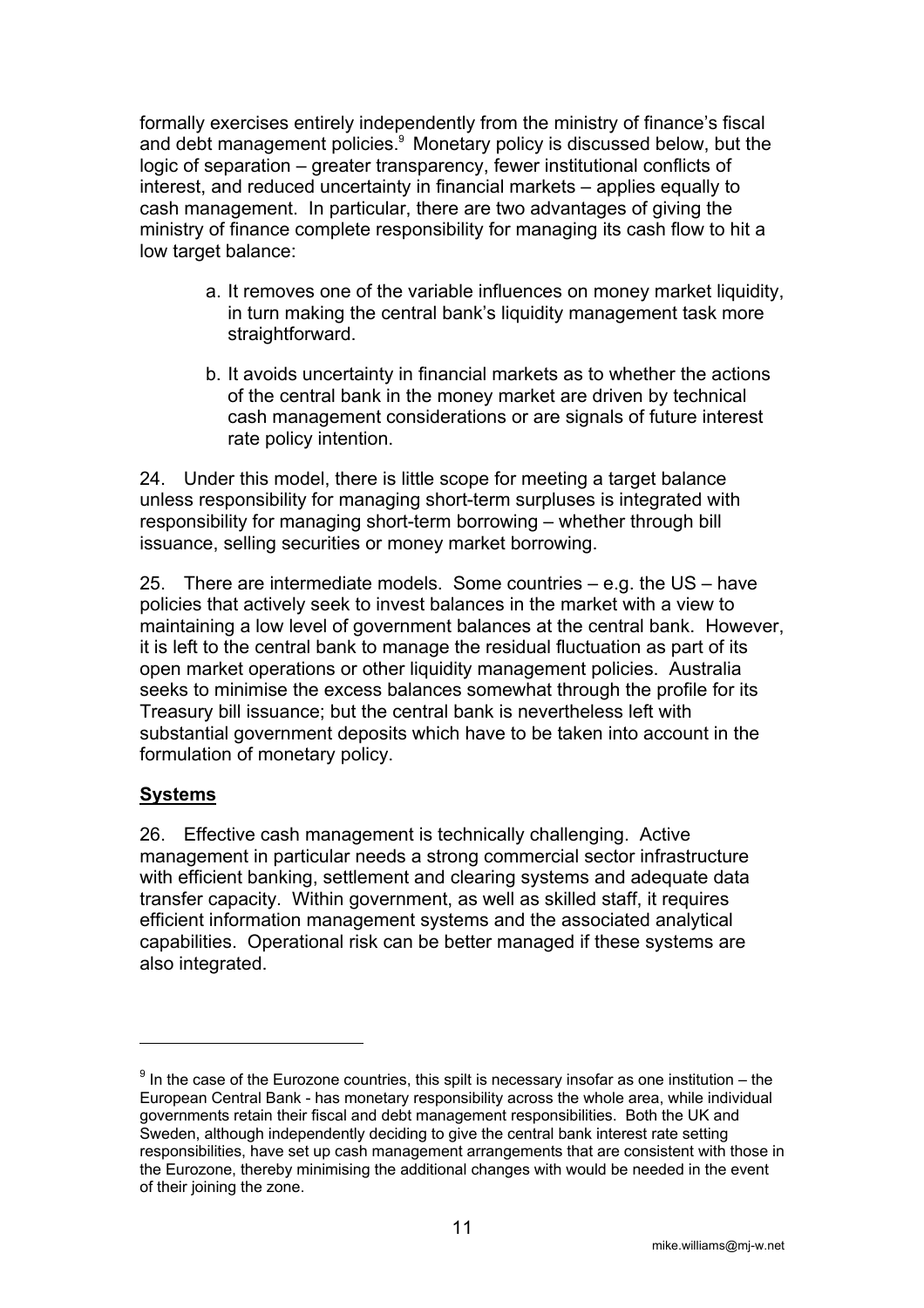formally exercises entirely independently from the ministry of finance's fiscal and debt management policies.[9] Monetary policy is discussed below, but the logic of separation – greater transparency, fewer institutional conflicts of interest, and reduced uncertainty in financial markets – applies equally to cash management. In particular, there are two advantages of giving the ministry of finance complete responsibility for managing its cash flow to hit a low target balance:

a. It removes one of the variable influences on money market liquidity, in turn making the central bank's liquidity management task more straightforward.

b. It avoids uncertainty in financial markets as to whether the actions of the central bank in the money market are driven by technical cash management considerations or are signals of future interest rate policy intention.

24. Under this model, there is little scope for meeting a target balance unless responsibility for managing short-term surpluses is integrated with responsibility for managing short-term borrowing – whether through bill issuance, selling securities or money market borrowing.

25. There are intermediate models. Some countries – e.g. the US – have policies that actively seek to invest balances in the market with a view to maintaining a low level of government balances at the central bank. However, it is left to the central bank to manage the residual fluctuation as part of its open market operations or other liquidity management policies. Australia seeks to minimise the excess balances somewhat through the profile for its Treasury bill issuance; but the central bank is nevertheless left with substantial government deposits which have to be taken into account in the formulation of monetary policy.

## Systems

26. Effective cash management is technically challenging. Active management in particular needs a strong commercial sector infrastructure with efficient banking, settlement and clearing systems and adequate data transfer capacity. Within government, as well as skilled staff, it requires efficient information management systems and the associated analytical capabilities. Operational risk can be better managed if these systems are also integrated.

[9] In the case of the Eurozone countries, this spilt is necessary insofar as one institution – the European Central Bank - has monetary responsibility across the whole area, while individual governments retain their fiscal and debt management responsibilities. Both the UK and Sweden, although independently deciding to give the central bank interest rate setting responsibilities, have set up cash management arrangements that are consistent with those in the Eurozone, thereby minimising the additional changes with would be needed in the event of their joining the zone.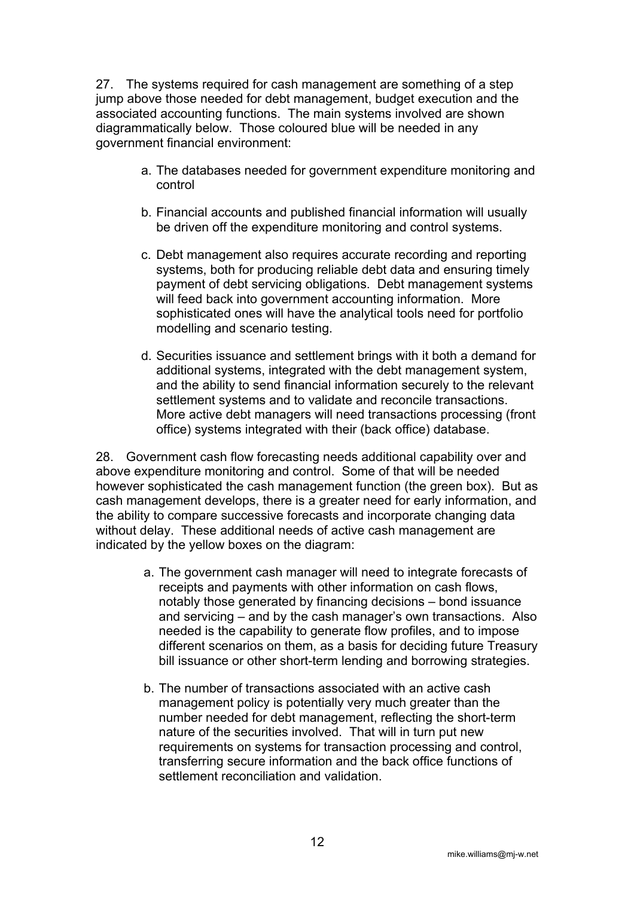27. The systems required for cash management are something of a step jump above those needed for debt management, budget execution and the associated accounting functions. The main systems involved are shown diagrammatically below. Those coloured blue will be needed in any government financial environment:

a. The databases needed for government expenditure monitoring and control

b. Financial accounts and published financial information will usually be driven off the expenditure monitoring and control systems.

c. Debt management also requires accurate recording and reporting systems, both for producing reliable debt data and ensuring timely payment of debt servicing obligations. Debt management systems will feed back into government accounting information. More sophisticated ones will have the analytical tools need for portfolio modelling and scenario testing.

d. Securities issuance and settlement brings with it both a demand for additional systems, integrated with the debt management system, and the ability to send financial information securely to the relevant settlement systems and to validate and reconcile transactions. More active debt managers will need transactions processing (front office) systems integrated with their (back office) database.

28. Government cash flow forecasting needs additional capability over and above expenditure monitoring and control. Some of that will be needed however sophisticated the cash management function (the green box). But as cash management develops, there is a greater need for early information, and the ability to compare successive forecasts and incorporate changing data without delay. These additional needs of active cash management are indicated by the yellow boxes on the diagram:

a. The government cash manager will need to integrate forecasts of receipts and payments with other information on cash flows, notably those generated by financing decisions – bond issuance and servicing – and by the cash manager's own transactions. Also needed is the capability to generate flow profiles, and to impose different scenarios on them, as a basis for deciding future Treasury bill issuance or other short-term lending and borrowing strategies.

b. The number of transactions associated with an active cash management policy is potentially very much greater than the number needed for debt management, reflecting the short-term nature of the securities involved. That will in turn put new requirements on systems for transaction processing and control, transferring secure information and the back office functions of settlement reconciliation and validation.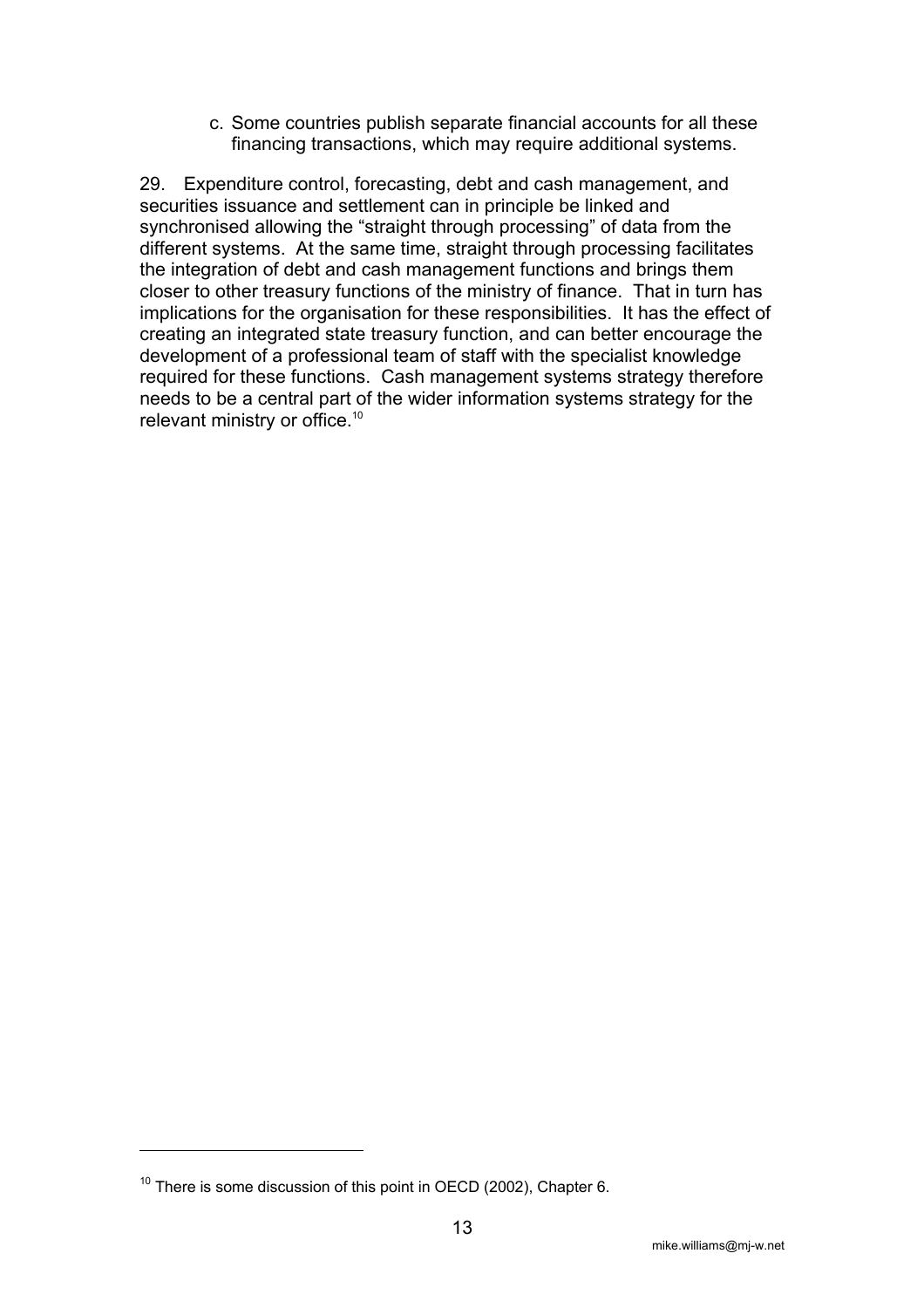c. Some countries publish separate financial accounts for all these financing transactions, which may require additional systems.

29. Expenditure control, forecasting, debt and cash management, and securities issuance and settlement can in principle be linked and synchronised allowing the "straight through processing" of data from the different systems. At the same time, straight through processing facilitates the integration of debt and cash management functions and brings them closer to other treasury functions of the ministry of finance. That in turn has implications for the organisation for these responsibilities. It has the effect of creating an integrated state treasury function, and can better encourage the development of a professional team of staff with the specialist knowledge required for these functions. Cash management systems strategy therefore needs to be a central part of the wider information systems strategy for the relevant ministry or office.[10]

---

[10] There is some discussion of this point in OECD (2002), Chapter 6.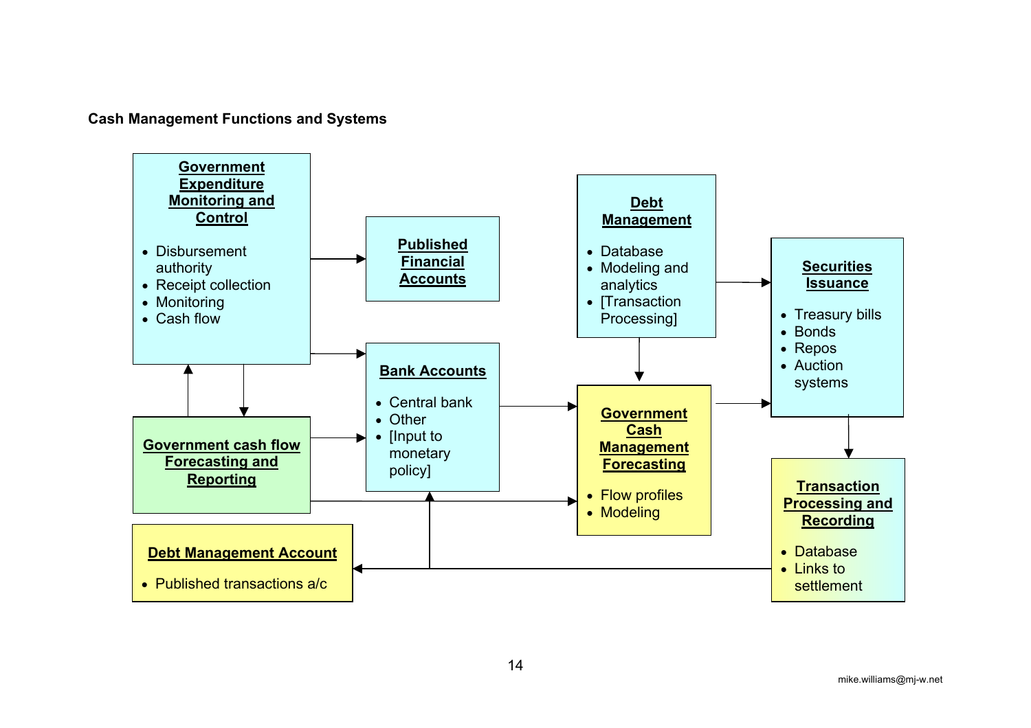**Cash Management Functions and Systems**

**Government Expenditure Monitoring and Control**

- Disbursement authority
- Receipt collection
- Monitoring
- Cash flow

**Published Financial Accounts**

**Debt Management**

- Database
- Modeling and analytics
- [Transaction Processing]

**Securities Issuance**

- Treasury bills
- Bonds
- Repos
- Auction systems

**Bank Accounts**

- Central bank
- Other
- [Input to monetary policy]

**Government cash flow Forecasting and Reporting**

**Government Cash Management Forecasting**

- Flow profiles
- Modeling

**Transaction Processing and Recording**

- Database
- Links to settlement

**Debt Management Account**

- Published transactions a/c

mike.williams@mj-w.net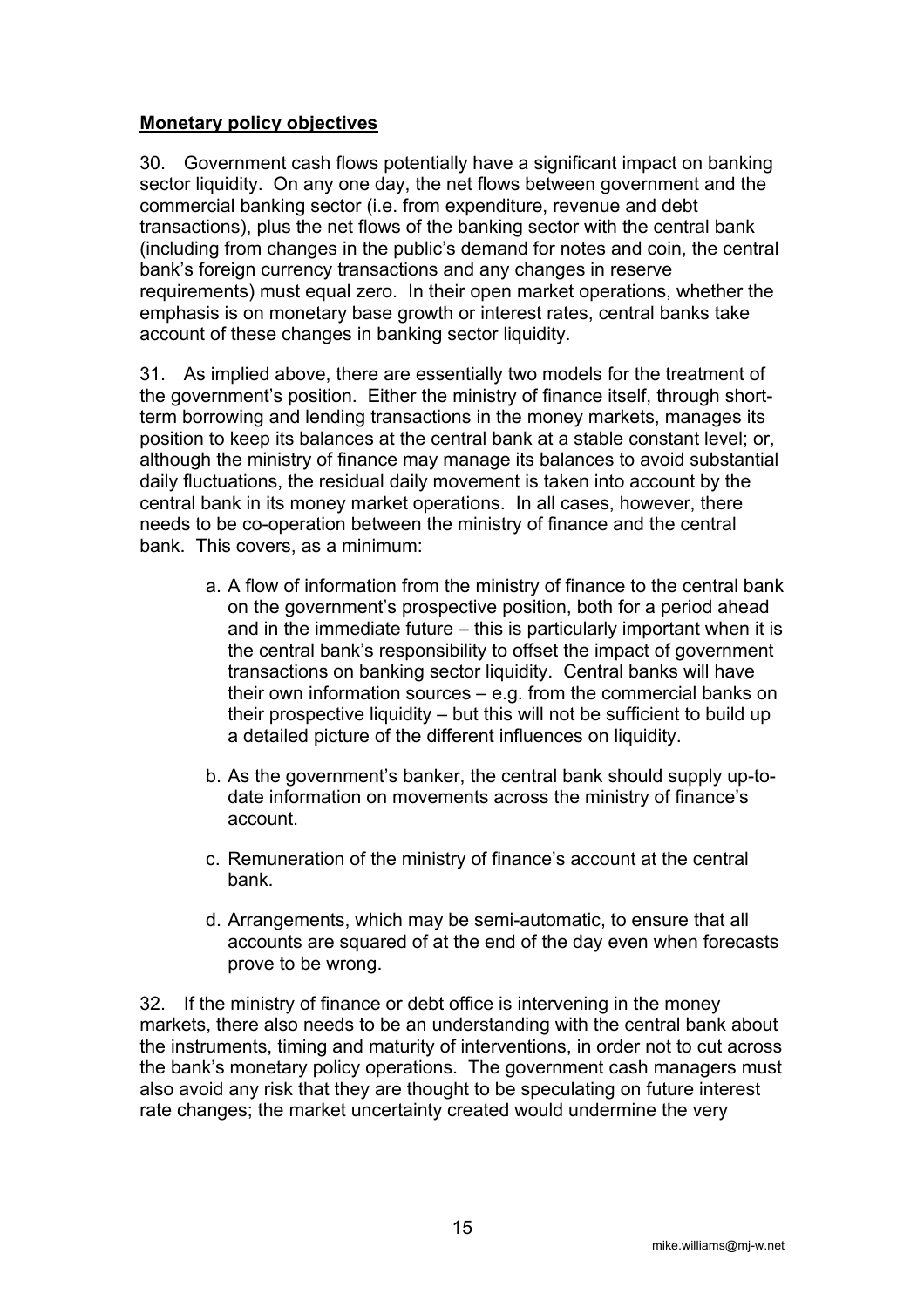**Monetary policy objectives**

30. Government cash flows potentially have a significant impact on banking sector liquidity. On any one day, the net flows between government and the commercial banking sector (i.e. from expenditure, revenue and debt transactions), plus the net flows of the banking sector with the central bank (including from changes in the public's demand for notes and coin, the central bank's foreign currency transactions and any changes in reserve requirements) must equal zero. In their open market operations, whether the emphasis is on monetary base growth or interest rates, central banks take account of these changes in banking sector liquidity.

31. As implied above, there are essentially two models for the treatment of the government's position. Either the ministry of finance itself, through short-term borrowing and lending transactions in the money markets, manages its position to keep its balances at the central bank at a stable constant level; or, although the ministry of finance may manage its balances to avoid substantial daily fluctuations, the residual daily movement is taken into account by the central bank in its money market operations. In all cases, however, there needs to be co-operation between the ministry of finance and the central bank. This covers, as a minimum:

a. A flow of information from the ministry of finance to the central bank on the government's prospective position, both for a period ahead and in the immediate future – this is particularly important when it is the central bank's responsibility to offset the impact of government transactions on banking sector liquidity. Central banks will have their own information sources – e.g. from the commercial banks on their prospective liquidity – but this will not be sufficient to build up a detailed picture of the different influences on liquidity.

b. As the government's banker, the central bank should supply up-to-date information on movements across the ministry of finance's account.

c. Remuneration of the ministry of finance's account at the central bank.

d. Arrangements, which may be semi-automatic, to ensure that all accounts are squared of at the end of the day even when forecasts prove to be wrong.

32. If the ministry of finance or debt office is intervening in the money markets, there also needs to be an understanding with the central bank about the instruments, timing and maturity of interventions, in order not to cut across the bank's monetary policy operations. The government cash managers must also avoid any risk that they are thought to be speculating on future interest rate changes; the market uncertainty created would undermine the very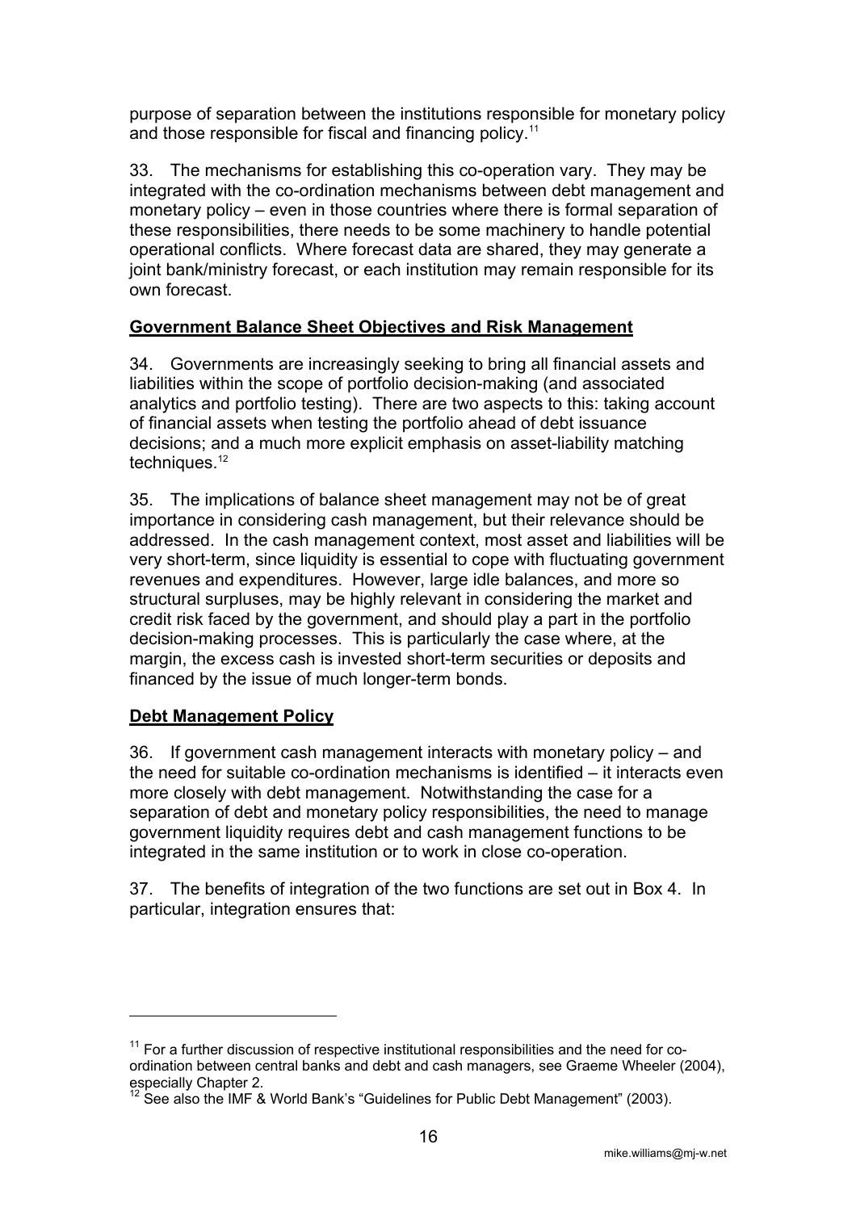purpose of separation between the institutions responsible for monetary policy and those responsible for fiscal and financing policy.[11]

33. The mechanisms for establishing this co-operation vary. They may be integrated with the co-ordination mechanisms between debt management and monetary policy – even in those countries where there is formal separation of these responsibilities, there needs to be some machinery to handle potential operational conflicts. Where forecast data are shared, they may generate a joint bank/ministry forecast, or each institution may remain responsible for its own forecast.

**Government Balance Sheet Objectives and Risk Management**

34. Governments are increasingly seeking to bring all financial assets and liabilities within the scope of portfolio decision-making (and associated analytics and portfolio testing). There are two aspects to this: taking account of financial assets when testing the portfolio ahead of debt issuance decisions; and a much more explicit emphasis on asset-liability matching techniques.[12]

35. The implications of balance sheet management may not be of great importance in considering cash management, but their relevance should be addressed. In the cash management context, most asset and liabilities will be very short-term, since liquidity is essential to cope with fluctuating government revenues and expenditures. However, large idle balances, and more so structural surpluses, may be highly relevant in considering the market and credit risk faced by the government, and should play a part in the portfolio decision-making processes. This is particularly the case where, at the margin, the excess cash is invested short-term securities or deposits and financed by the issue of much longer-term bonds.

**Debt Management Policy**

36. If government cash management interacts with monetary policy – and the need for suitable co-ordination mechanisms is identified – it interacts even more closely with debt management. Notwithstanding the case for a separation of debt and monetary policy responsibilities, the need to manage government liquidity requires debt and cash management functions to be integrated in the same institution or to work in close co-operation.

37. The benefits of integration of the two functions are set out in Box 4. In particular, integration ensures that:

---

[11] For a further discussion of respective institutional responsibilities and the need for co-ordination between central banks and debt and cash managers, see Graeme Wheeler (2004), especially Chapter 2.

[12] See also the IMF & World Bank's "Guidelines for Public Debt Management" (2003).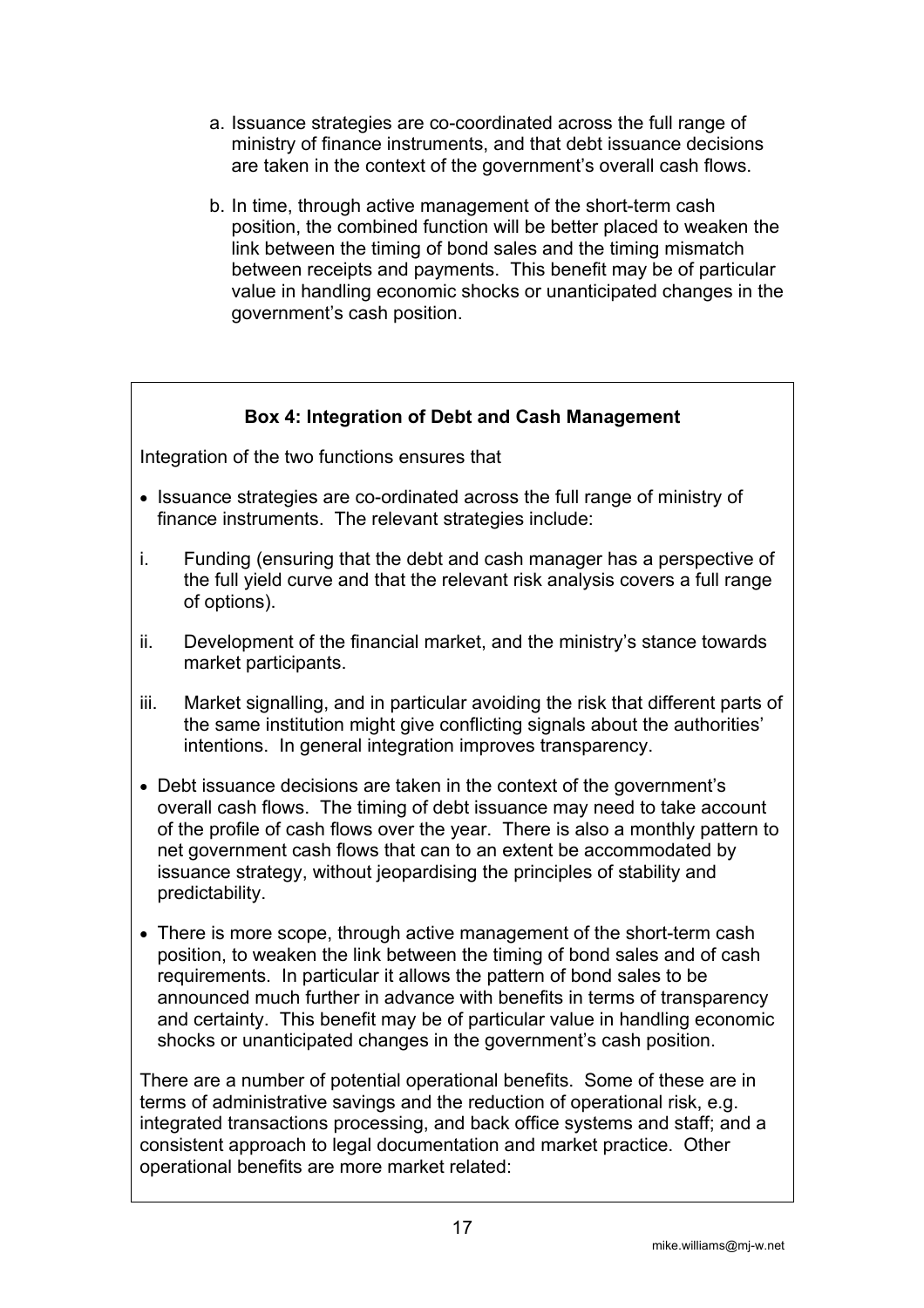a. Issuance strategies are co-coordinated across the full range of ministry of finance instruments, and that debt issuance decisions are taken in the context of the government's overall cash flows.

b. In time, through active management of the short-term cash position, the combined function will be better placed to weaken the link between the timing of bond sales and the timing mismatch between receipts and payments. This benefit may be of particular value in handling economic shocks or unanticipated changes in the government's cash position.

**Box 4: Integration of Debt and Cash Management**

Integration of the two functions ensures that

- Issuance strategies are co-ordinated across the full range of ministry of finance instruments. The relevant strategies include:

i. Funding (ensuring that the debt and cash manager has a perspective of the full yield curve and that the relevant risk analysis covers a full range of options).

ii. Development of the financial market, and the ministry's stance towards market participants.

iii. Market signalling, and in particular avoiding the risk that different parts of the same institution might give conflicting signals about the authorities' intentions. In general integration improves transparency.

- Debt issuance decisions are taken in the context of the government's overall cash flows. The timing of debt issuance may need to take account of the profile of cash flows over the year. There is also a monthly pattern to net government cash flows that can to an extent be accommodated by issuance strategy, without jeopardising the principles of stability and predictability.

- There is more scope, through active management of the short-term cash position, to weaken the link between the timing of bond sales and of cash requirements. In particular it allows the pattern of bond sales to be announced much further in advance with benefits in terms of transparency and certainty. This benefit may be of particular value in handling economic shocks or unanticipated changes in the government's cash position.

There are a number of potential operational benefits. Some of these are in terms of administrative savings and the reduction of operational risk, e.g. integrated transactions processing, and back office systems and staff; and a consistent approach to legal documentation and market practice. Other operational benefits are more market related: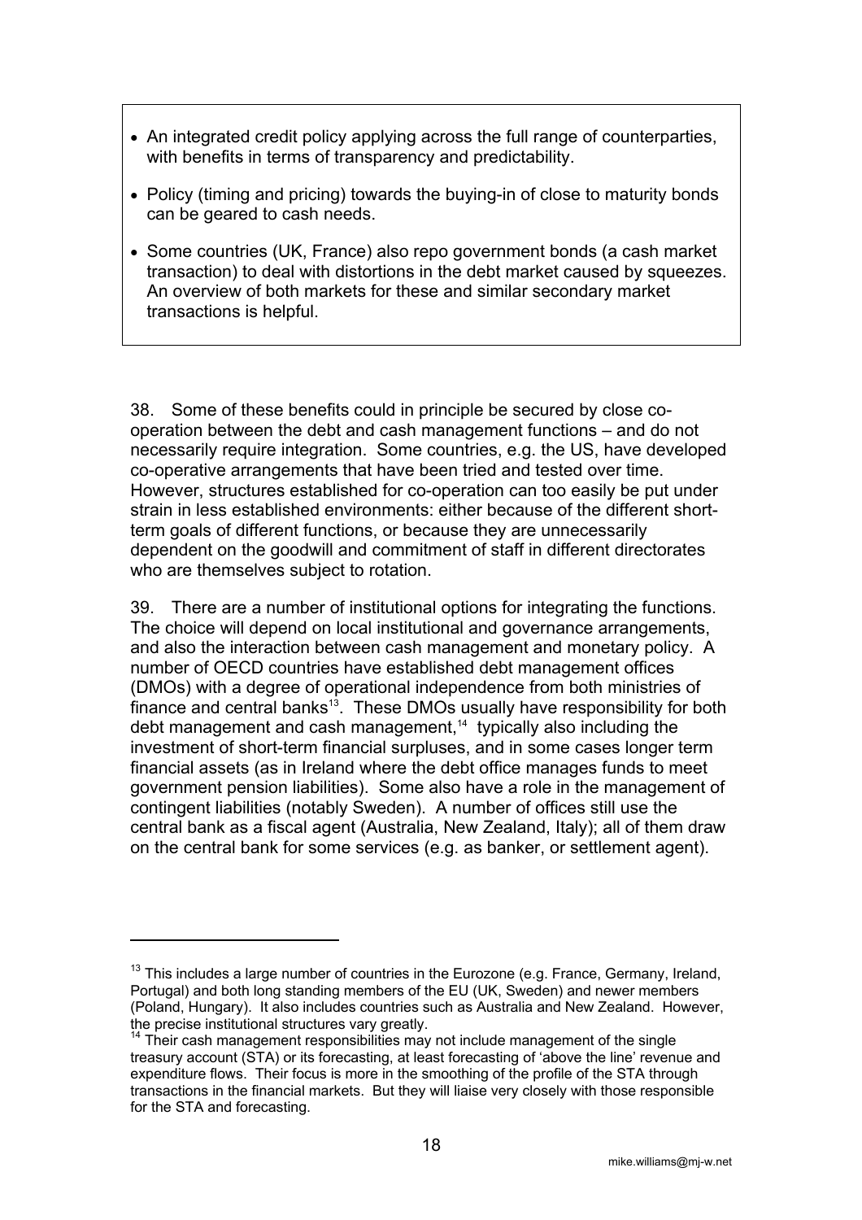- An integrated credit policy applying across the full range of counterparties, with benefits in terms of transparency and predictability.
- Policy (timing and pricing) towards the buying-in of close to maturity bonds can be geared to cash needs.
- Some countries (UK, France) also repo government bonds (a cash market transaction) to deal with distortions in the debt market caused by squeezes. An overview of both markets for these and similar secondary market transactions is helpful.

38. Some of these benefits could in principle be secured by close co-operation between the debt and cash management functions – and do not necessarily require integration. Some countries, e.g. the US, have developed co-operative arrangements that have been tried and tested over time. However, structures established for co-operation can too easily be put under strain in less established environments: either because of the different short-term goals of different functions, or because they are unnecessarily dependent on the goodwill and commitment of staff in different directorates who are themselves subject to rotation.

39. There are a number of institutional options for integrating the functions. The choice will depend on local institutional and governance arrangements, and also the interaction between cash management and monetary policy. A number of OECD countries have established debt management offices (DMOs) with a degree of operational independence from both ministries of finance and central banks[13]. These DMOs usually have responsibility for both debt management and cash management,[14] typically also including the investment of short-term financial surpluses, and in some cases longer term financial assets (as in Ireland where the debt office manages funds to meet government pension liabilities). Some also have a role in the management of contingent liabilities (notably Sweden). A number of offices still use the central bank as a fiscal agent (Australia, New Zealand, Italy); all of them draw on the central bank for some services (e.g. as banker, or settlement agent).

[13] This includes a large number of countries in the Eurozone (e.g. France, Germany, Ireland, Portugal) and both long standing members of the EU (UK, Sweden) and newer members (Poland, Hungary). It also includes countries such as Australia and New Zealand. However, the precise institutional structures vary greatly.

[14] Their cash management responsibilities may not include management of the single treasury account (STA) or its forecasting, at least forecasting of 'above the line' revenue and expenditure flows. Their focus is more in the smoothing of the profile of the STA through transactions in the financial markets. But they will liaise very closely with those responsible for the STA and forecasting.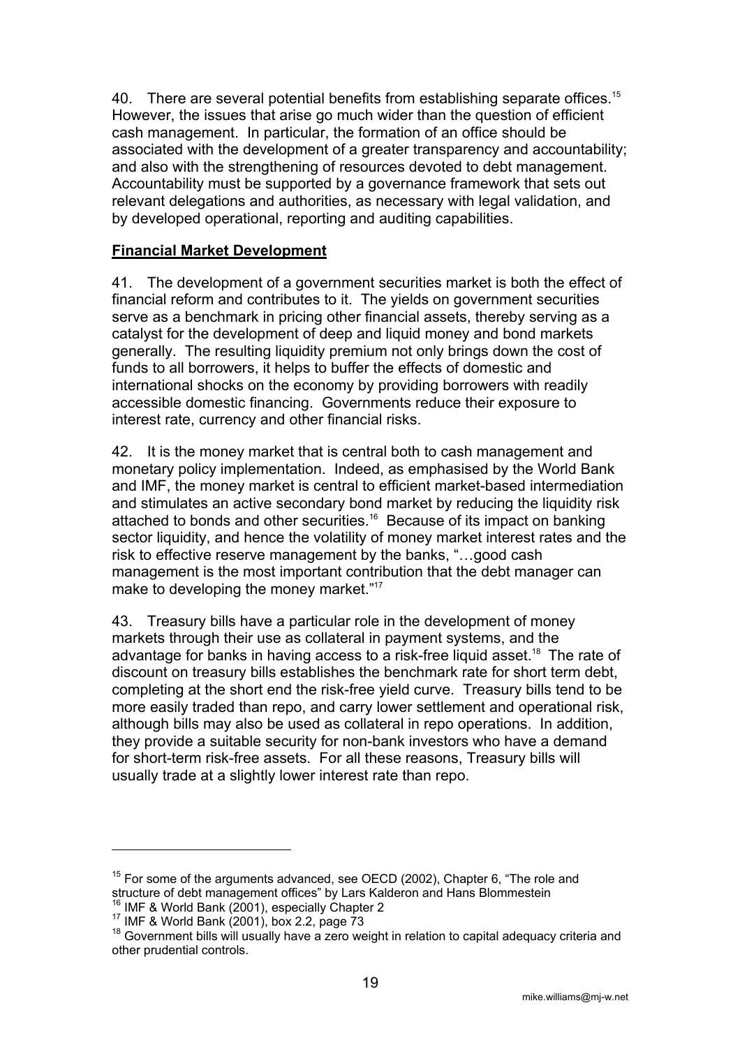40. There are several potential benefits from establishing separate offices.[15] However, the issues that arise go much wider than the question of efficient cash management. In particular, the formation of an office should be associated with the development of a greater transparency and accountability; and also with the strengthening of resources devoted to debt management. Accountability must be supported by a governance framework that sets out relevant delegations and authorities, as necessary with legal validation, and by developed operational, reporting and auditing capabilities.

**Financial Market Development**

41. The development of a government securities market is both the effect of financial reform and contributes to it. The yields on government securities serve as a benchmark in pricing other financial assets, thereby serving as a catalyst for the development of deep and liquid money and bond markets generally. The resulting liquidity premium not only brings down the cost of funds to all borrowers, it helps to buffer the effects of domestic and international shocks on the economy by providing borrowers with readily accessible domestic financing. Governments reduce their exposure to interest rate, currency and other financial risks.

42. It is the money market that is central both to cash management and monetary policy implementation. Indeed, as emphasised by the World Bank and IMF, the money market is central to efficient market-based intermediation and stimulates an active secondary bond market by reducing the liquidity risk attached to bonds and other securities.[16] Because of its impact on banking sector liquidity, and hence the volatility of money market interest rates and the risk to effective reserve management by the banks, "…good cash management is the most important contribution that the debt manager can make to developing the money market."[17]

43. Treasury bills have a particular role in the development of money markets through their use as collateral in payment systems, and the advantage for banks in having access to a risk-free liquid asset.[18] The rate of discount on treasury bills establishes the benchmark rate for short term debt, completing at the short end the risk-free yield curve. Treasury bills tend to be more easily traded than repo, and carry lower settlement and operational risk, although bills may also be used as collateral in repo operations. In addition, they provide a suitable security for non-bank investors who have a demand for short-term risk-free assets. For all these reasons, Treasury bills will usually trade at a slightly lower interest rate than repo.

---

[15] For some of the arguments advanced, see OECD (2002), Chapter 6, "The role and structure of debt management offices" by Lars Kalderon and Hans Blommestein

[16] IMF & World Bank (2001), especially Chapter 2

[17] IMF & World Bank (2001), box 2.2, page 73

[18] Government bills will usually have a zero weight in relation to capital adequacy criteria and other prudential controls.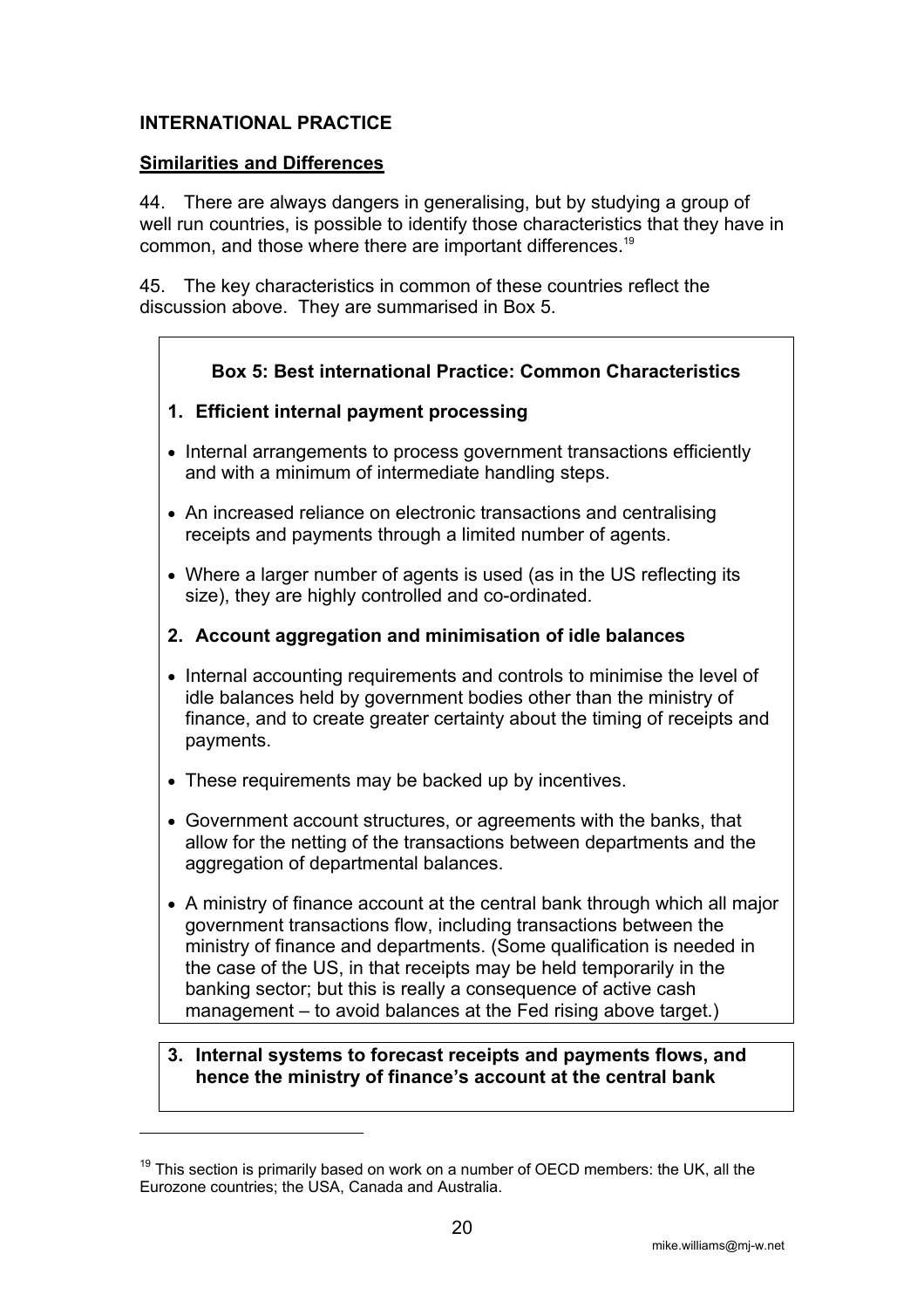## INTERNATIONAL PRACTICE

### Similarities and Differences

44. There are always dangers in generalising, but by studying a group of well run countries, is possible to identify those characteristics that they have in common, and those where there are important differences.[19]

45. The key characteristics in common of these countries reflect the discussion above. They are summarised in Box 5.

**Box 5: Best international Practice: Common Characteristics**

**1. Efficient internal payment processing**

- Internal arrangements to process government transactions efficiently and with a minimum of intermediate handling steps.
- An increased reliance on electronic transactions and centralising receipts and payments through a limited number of agents.
- Where a larger number of agents is used (as in the US reflecting its size), they are highly controlled and co-ordinated.

**2. Account aggregation and minimisation of idle balances**

- Internal accounting requirements and controls to minimise the level of idle balances held by government bodies other than the ministry of finance, and to create greater certainty about the timing of receipts and payments.
- These requirements may be backed up by incentives.
- Government account structures, or agreements with the banks, that allow for the netting of the transactions between departments and the aggregation of departmental balances.
- A ministry of finance account at the central bank through which all major government transactions flow, including transactions between the ministry of finance and departments. (Some qualification is needed in the case of the US, in that receipts may be held temporarily in the banking sector; but this is really a consequence of active cash management – to avoid balances at the Fed rising above target.)

**3. Internal systems to forecast receipts and payments flows, and hence the ministry of finance's account at the central bank**

[19] This section is primarily based on work on a number of OECD members: the UK, all the Eurozone countries; the USA, Canada and Australia.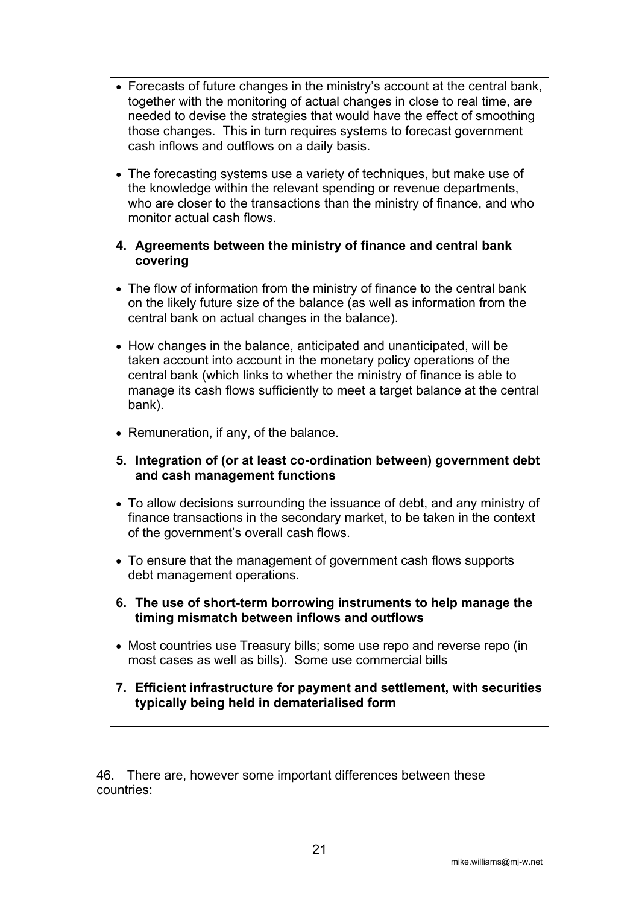- Forecasts of future changes in the ministry's account at the central bank, together with the monitoring of actual changes in close to real time, are needed to devise the strategies that would have the effect of smoothing those changes. This in turn requires systems to forecast government cash inflows and outflows on a daily basis.

- The forecasting systems use a variety of techniques, but make use of the knowledge within the relevant spending or revenue departments, who are closer to the transactions than the ministry of finance, and who monitor actual cash flows.

**4. Agreements between the ministry of finance and central bank covering**

- The flow of information from the ministry of finance to the central bank on the likely future size of the balance (as well as information from the central bank on actual changes in the balance).

- How changes in the balance, anticipated and unanticipated, will be taken account into account in the monetary policy operations of the central bank (which links to whether the ministry of finance is able to manage its cash flows sufficiently to meet a target balance at the central bank).

- Remuneration, if any, of the balance.

**5. Integration of (or at least co-ordination between) government debt and cash management functions**

- To allow decisions surrounding the issuance of debt, and any ministry of finance transactions in the secondary market, to be taken in the context of the government's overall cash flows.

- To ensure that the management of government cash flows supports debt management operations.

**6. The use of short-term borrowing instruments to help manage the timing mismatch between inflows and outflows**

- Most countries use Treasury bills; some use repo and reverse repo (in most cases as well as bills). Some use commercial bills

**7. Efficient infrastructure for payment and settlement, with securities typically being held in dematerialised form**

46. There are, however some important differences between these countries: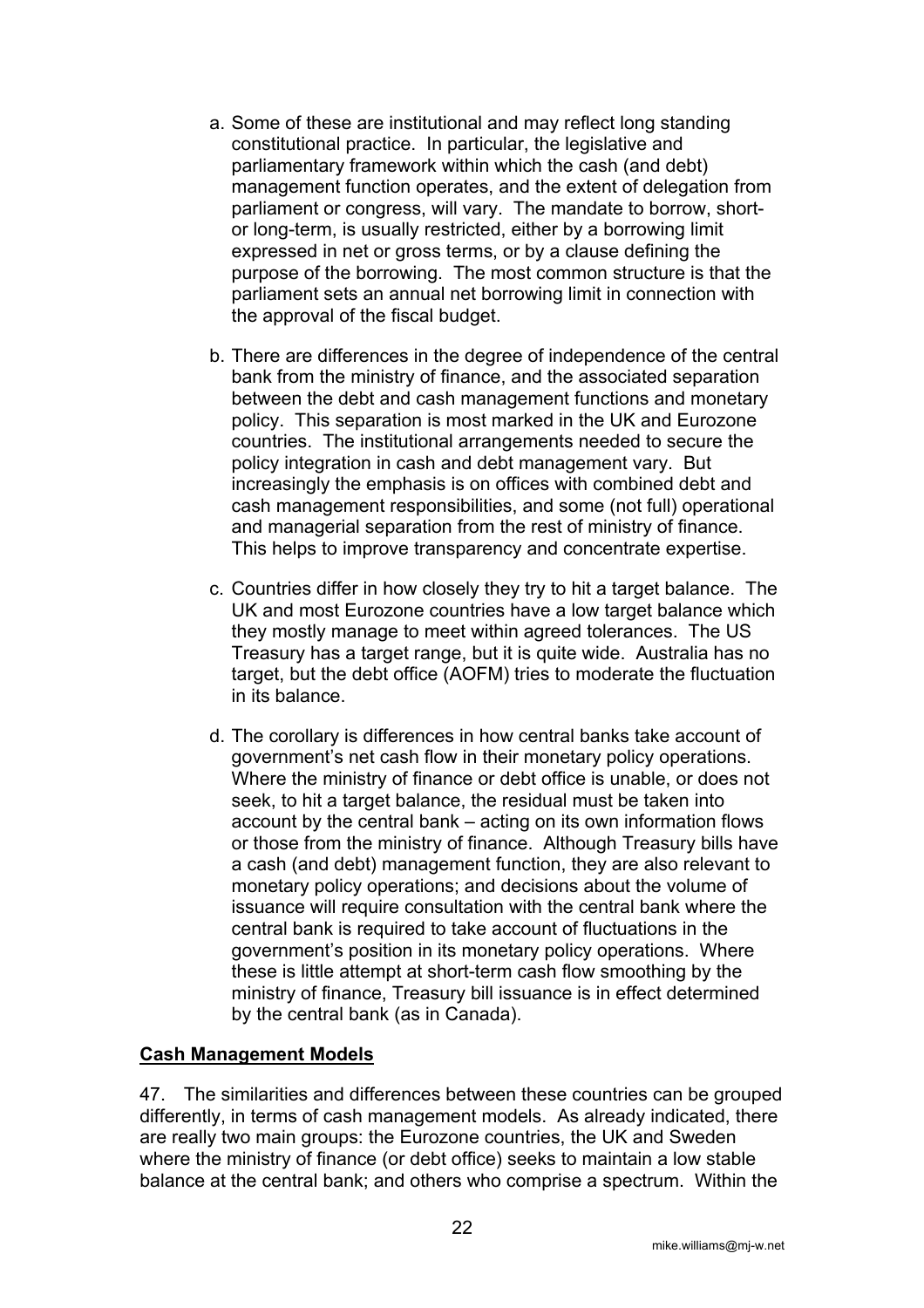a. Some of these are institutional and may reflect long standing constitutional practice. In particular, the legislative and parliamentary framework within which the cash (and debt) management function operates, and the extent of delegation from parliament or congress, will vary. The mandate to borrow, short- or long-term, is usually restricted, either by a borrowing limit expressed in net or gross terms, or by a clause defining the purpose of the borrowing. The most common structure is that the parliament sets an annual net borrowing limit in connection with the approval of the fiscal budget.

b. There are differences in the degree of independence of the central bank from the ministry of finance, and the associated separation between the debt and cash management functions and monetary policy. This separation is most marked in the UK and Eurozone countries. The institutional arrangements needed to secure the policy integration in cash and debt management vary. But increasingly the emphasis is on offices with combined debt and cash management responsibilities, and some (not full) operational and managerial separation from the rest of ministry of finance. This helps to improve transparency and concentrate expertise.

c. Countries differ in how closely they try to hit a target balance. The UK and most Eurozone countries have a low target balance which they mostly manage to meet within agreed tolerances. The US Treasury has a target range, but it is quite wide. Australia has no target, but the debt office (AOFM) tries to moderate the fluctuation in its balance.

d. The corollary is differences in how central banks take account of government's net cash flow in their monetary policy operations. Where the ministry of finance or debt office is unable, or does not seek, to hit a target balance, the residual must be taken into account by the central bank – acting on its own information flows or those from the ministry of finance. Although Treasury bills have a cash (and debt) management function, they are also relevant to monetary policy operations; and decisions about the volume of issuance will require consultation with the central bank where the central bank is required to take account of fluctuations in the government's position in its monetary policy operations. Where these is little attempt at short-term cash flow smoothing by the ministry of finance, Treasury bill issuance is in effect determined by the central bank (as in Canada).

**Cash Management Models**

47. The similarities and differences between these countries can be grouped differently, in terms of cash management models. As already indicated, there are really two main groups: the Eurozone countries, the UK and Sweden where the ministry of finance (or debt office) seeks to maintain a low stable balance at the central bank; and others who comprise a spectrum. Within the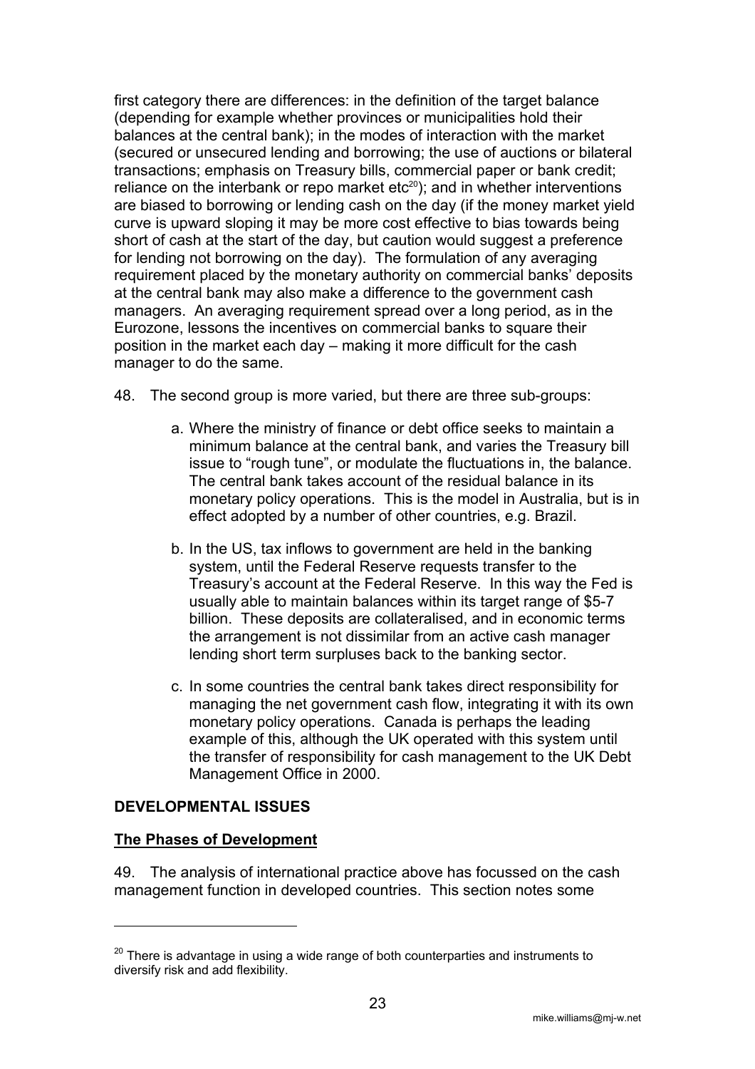first category there are differences: in the definition of the target balance (depending for example whether provinces or municipalities hold their balances at the central bank); in the modes of interaction with the market (secured or unsecured lending and borrowing; the use of auctions or bilateral transactions; emphasis on Treasury bills, commercial paper or bank credit; reliance on the interbank or repo market etc[20]); and in whether interventions are biased to borrowing or lending cash on the day (if the money market yield curve is upward sloping it may be more cost effective to bias towards being short of cash at the start of the day, but caution would suggest a preference for lending not borrowing on the day). The formulation of any averaging requirement placed by the monetary authority on commercial banks' deposits at the central bank may also make a difference to the government cash managers. An averaging requirement spread over a long period, as in the Eurozone, lessons the incentives on commercial banks to square their position in the market each day – making it more difficult for the cash manager to do the same.

48. The second group is more varied, but there are three sub-groups:

a. Where the ministry of finance or debt office seeks to maintain a minimum balance at the central bank, and varies the Treasury bill issue to "rough tune", or modulate the fluctuations in, the balance. The central bank takes account of the residual balance in its monetary policy operations. This is the model in Australia, but is in effect adopted by a number of other countries, e.g. Brazil.

b. In the US, tax inflows to government are held in the banking system, until the Federal Reserve requests transfer to the Treasury's account at the Federal Reserve. In this way the Fed is usually able to maintain balances within its target range of $5-7 billion. These deposits are collateralised, and in economic terms the arrangement is not dissimilar from an active cash manager lending short term surpluses back to the banking sector.

c. In some countries the central bank takes direct responsibility for managing the net government cash flow, integrating it with its own monetary policy operations. Canada is perhaps the leading example of this, although the UK operated with this system until the transfer of responsibility for cash management to the UK Debt Management Office in 2000.

## DEVELOPMENTAL ISSUES

### The Phases of Development

49. The analysis of international practice above has focussed on the cash management function in developed countries. This section notes some

[20] There is advantage in using a wide range of both counterparties and instruments to diversify risk and add flexibility.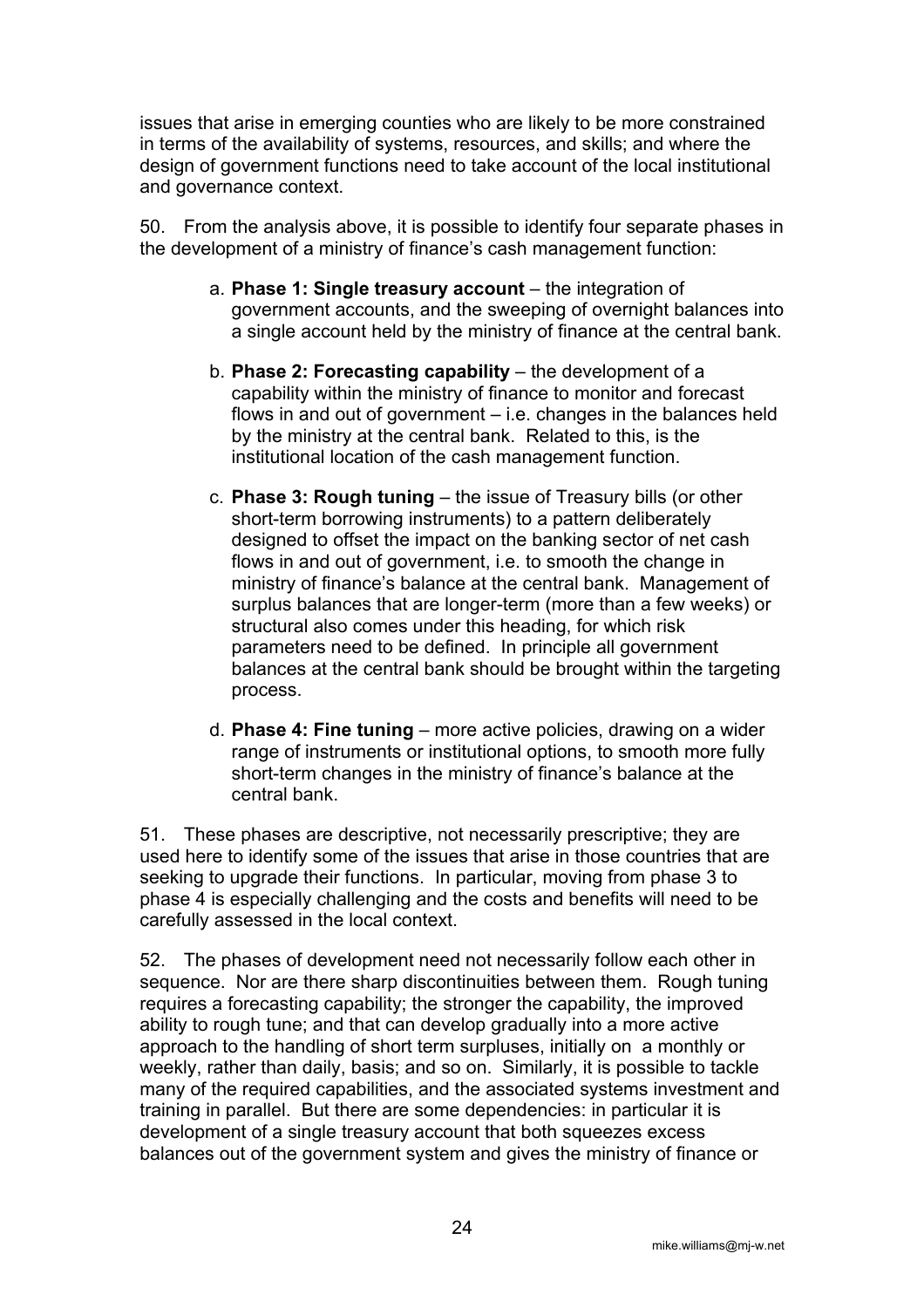issues that arise in emerging counties who are likely to be more constrained in terms of the availability of systems, resources, and skills; and where the design of government functions need to take account of the local institutional and governance context.

50. From the analysis above, it is possible to identify four separate phases in the development of a ministry of finance's cash management function:

a. **Phase 1: Single treasury account** – the integration of government accounts, and the sweeping of overnight balances into a single account held by the ministry of finance at the central bank.

b. **Phase 2: Forecasting capability** – the development of a capability within the ministry of finance to monitor and forecast flows in and out of government – i.e. changes in the balances held by the ministry at the central bank. Related to this, is the institutional location of the cash management function.

c. **Phase 3: Rough tuning** – the issue of Treasury bills (or other short-term borrowing instruments) to a pattern deliberately designed to offset the impact on the banking sector of net cash flows in and out of government, i.e. to smooth the change in ministry of finance's balance at the central bank. Management of surplus balances that are longer-term (more than a few weeks) or structural also comes under this heading, for which risk parameters need to be defined. In principle all government balances at the central bank should be brought within the targeting process.

d. **Phase 4: Fine tuning** – more active policies, drawing on a wider range of instruments or institutional options, to smooth more fully short-term changes in the ministry of finance's balance at the central bank.

51. These phases are descriptive, not necessarily prescriptive; they are used here to identify some of the issues that arise in those countries that are seeking to upgrade their functions. In particular, moving from phase 3 to phase 4 is especially challenging and the costs and benefits will need to be carefully assessed in the local context.

52. The phases of development need not necessarily follow each other in sequence. Nor are there sharp discontinuities between them. Rough tuning requires a forecasting capability; the stronger the capability, the improved ability to rough tune; and that can develop gradually into a more active approach to the handling of short term surpluses, initially on a monthly or weekly, rather than daily, basis; and so on. Similarly, it is possible to tackle many of the required capabilities, and the associated systems investment and training in parallel. But there are some dependencies: in particular it is development of a single treasury account that both squeezes excess balances out of the government system and gives the ministry of finance or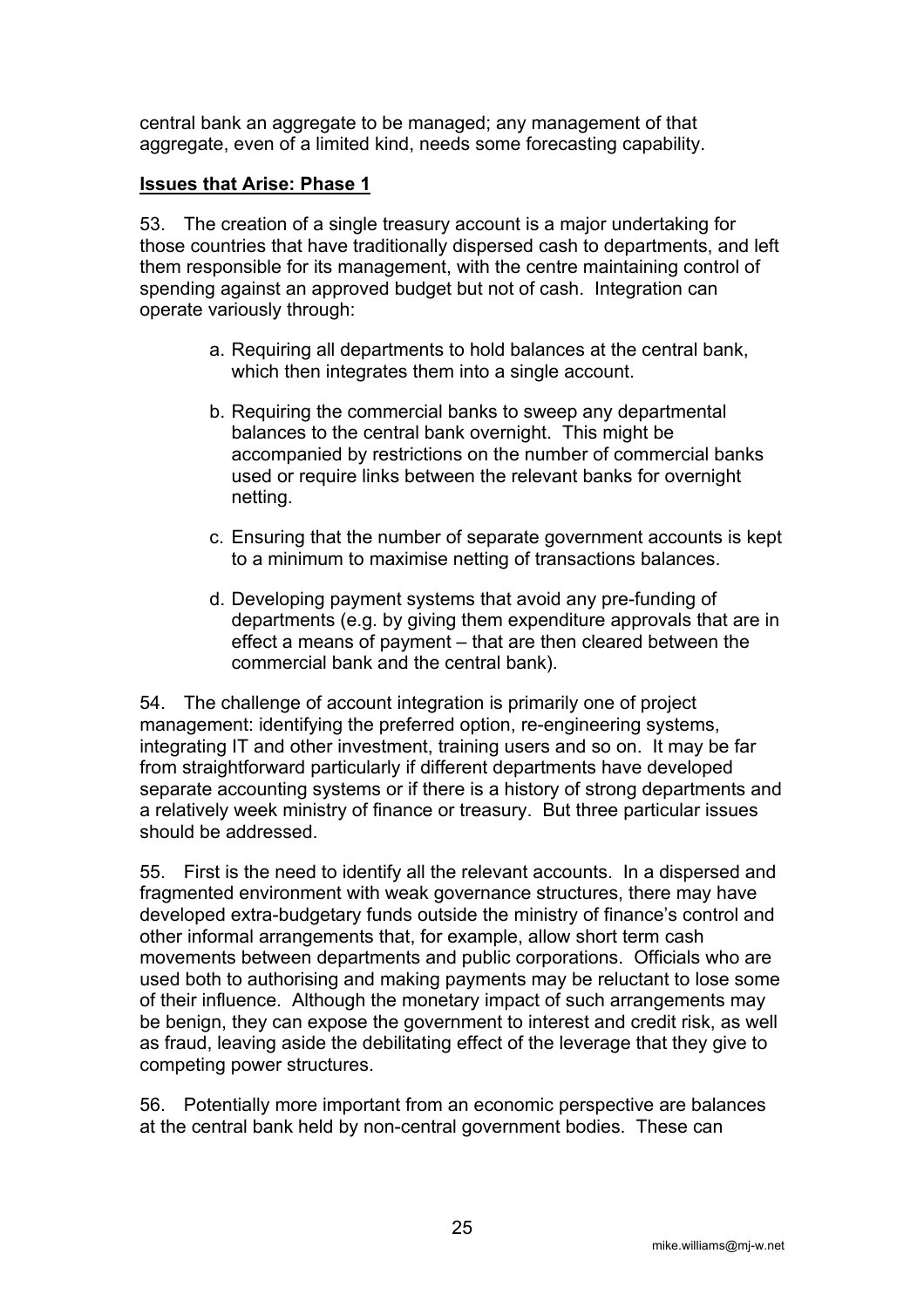central bank an aggregate to be managed; any management of that aggregate, even of a limited kind, needs some forecasting capability.

**Issues that Arise: Phase 1**

53. The creation of a single treasury account is a major undertaking for those countries that have traditionally dispersed cash to departments, and left them responsible for its management, with the centre maintaining control of spending against an approved budget but not of cash. Integration can operate variously through:

a. Requiring all departments to hold balances at the central bank, which then integrates them into a single account.

b. Requiring the commercial banks to sweep any departmental balances to the central bank overnight. This might be accompanied by restrictions on the number of commercial banks used or require links between the relevant banks for overnight netting.

c. Ensuring that the number of separate government accounts is kept to a minimum to maximise netting of transactions balances.

d. Developing payment systems that avoid any pre-funding of departments (e.g. by giving them expenditure approvals that are in effect a means of payment – that are then cleared between the commercial bank and the central bank).

54. The challenge of account integration is primarily one of project management: identifying the preferred option, re-engineering systems, integrating IT and other investment, training users and so on. It may be far from straightforward particularly if different departments have developed separate accounting systems or if there is a history of strong departments and a relatively week ministry of finance or treasury. But three particular issues should be addressed.

55. First is the need to identify all the relevant accounts. In a dispersed and fragmented environment with weak governance structures, there may have developed extra-budgetary funds outside the ministry of finance's control and other informal arrangements that, for example, allow short term cash movements between departments and public corporations. Officials who are used both to authorising and making payments may be reluctant to lose some of their influence. Although the monetary impact of such arrangements may be benign, they can expose the government to interest and credit risk, as well as fraud, leaving aside the debilitating effect of the leverage that they give to competing power structures.

56. Potentially more important from an economic perspective are balances at the central bank held by non-central government bodies. These can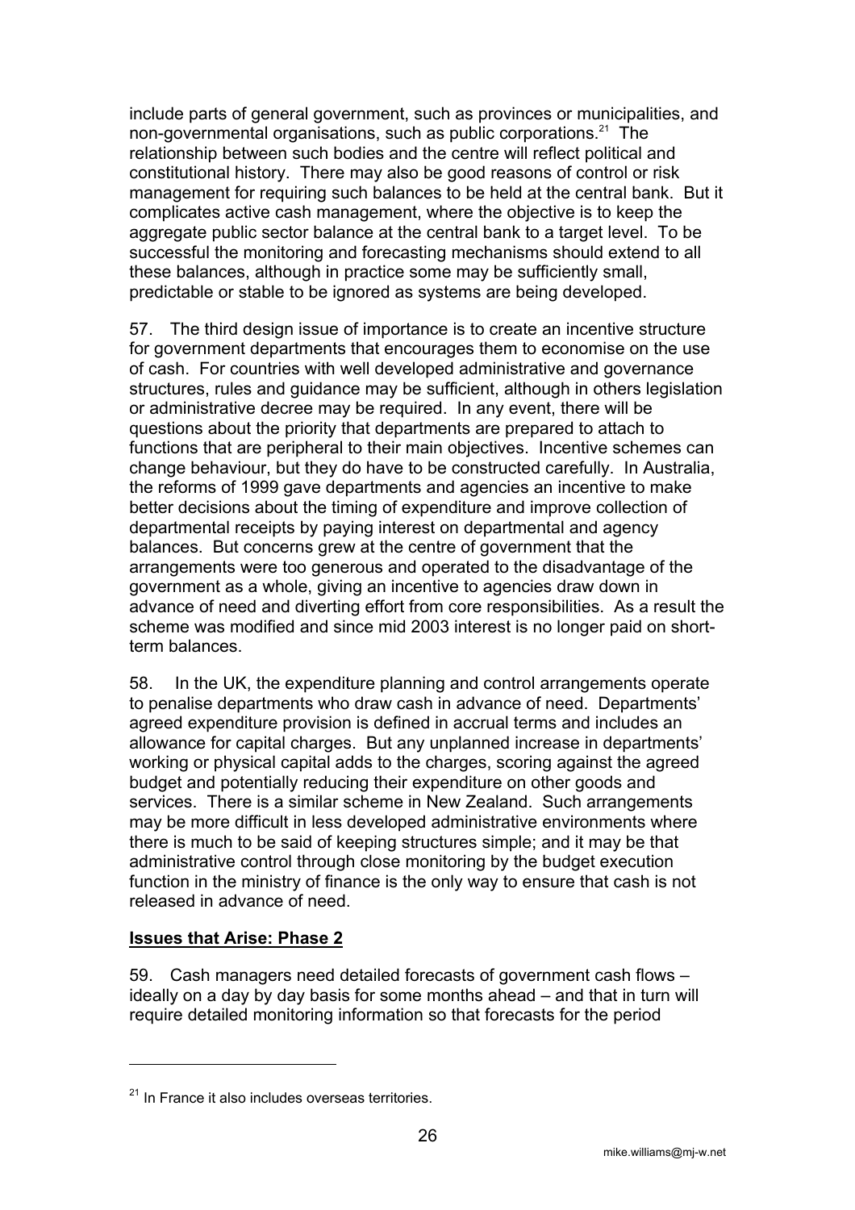include parts of general government, such as provinces or municipalities, and non-governmental organisations, such as public corporations.[21] The relationship between such bodies and the centre will reflect political and constitutional history. There may also be good reasons of control or risk management for requiring such balances to be held at the central bank. But it complicates active cash management, where the objective is to keep the aggregate public sector balance at the central bank to a target level. To be successful the monitoring and forecasting mechanisms should extend to all these balances, although in practice some may be sufficiently small, predictable or stable to be ignored as systems are being developed.

57. The third design issue of importance is to create an incentive structure for government departments that encourages them to economise on the use of cash. For countries with well developed administrative and governance structures, rules and guidance may be sufficient, although in others legislation or administrative decree may be required. In any event, there will be questions about the priority that departments are prepared to attach to functions that are peripheral to their main objectives. Incentive schemes can change behaviour, but they do have to be constructed carefully. In Australia, the reforms of 1999 gave departments and agencies an incentive to make better decisions about the timing of expenditure and improve collection of departmental receipts by paying interest on departmental and agency balances. But concerns grew at the centre of government that the arrangements were too generous and operated to the disadvantage of the government as a whole, giving an incentive to agencies draw down in advance of need and diverting effort from core responsibilities. As a result the scheme was modified and since mid 2003 interest is no longer paid on short-term balances.

58. In the UK, the expenditure planning and control arrangements operate to penalise departments who draw cash in advance of need. Departments' agreed expenditure provision is defined in accrual terms and includes an allowance for capital charges. But any unplanned increase in departments' working or physical capital adds to the charges, scoring against the agreed budget and potentially reducing their expenditure on other goods and services. There is a similar scheme in New Zealand. Such arrangements may be more difficult in less developed administrative environments where there is much to be said of keeping structures simple; and it may be that administrative control through close monitoring by the budget execution function in the ministry of finance is the only way to ensure that cash is not released in advance of need.

**Issues that Arise: Phase 2**

59. Cash managers need detailed forecasts of government cash flows – ideally on a day by day basis for some months ahead – and that in turn will require detailed monitoring information so that forecasts for the period

[21] In France it also includes overseas territories.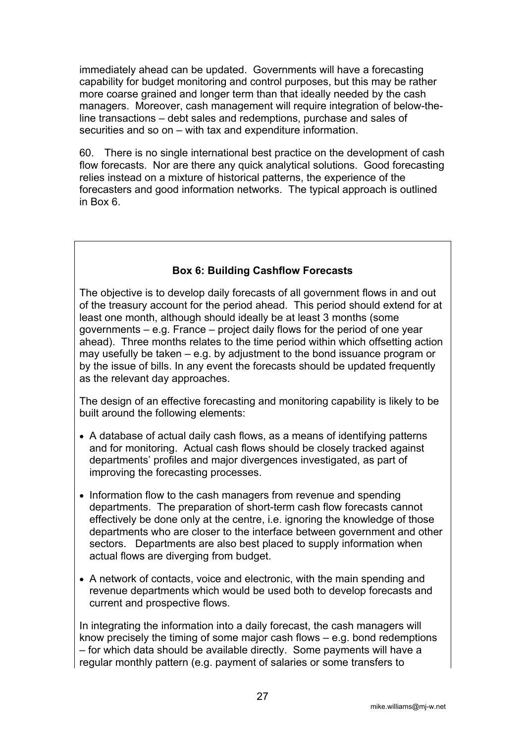immediately ahead can be updated. Governments will have a forecasting capability for budget monitoring and control purposes, but this may be rather more coarse grained and longer term than that ideally needed by the cash managers. Moreover, cash management will require integration of below-the-line transactions – debt sales and redemptions, purchase and sales of securities and so on – with tax and expenditure information.

60. There is no single international best practice on the development of cash flow forecasts. Nor are there any quick analytical solutions. Good forecasting relies instead on a mixture of historical patterns, the experience of the forecasters and good information networks. The typical approach is outlined in Box 6.

**Box 6: Building Cashflow Forecasts**

The objective is to develop daily forecasts of all government flows in and out of the treasury account for the period ahead. This period should extend for at least one month, although should ideally be at least 3 months (some governments – e.g. France – project daily flows for the period of one year ahead). Three months relates to the time period within which offsetting action may usefully be taken – e.g. by adjustment to the bond issuance program or by the issue of bills. In any event the forecasts should be updated frequently as the relevant day approaches.

The design of an effective forecasting and monitoring capability is likely to be built around the following elements:

- A database of actual daily cash flows, as a means of identifying patterns and for monitoring. Actual cash flows should be closely tracked against departments' profiles and major divergences investigated, as part of improving the forecasting processes.
- Information flow to the cash managers from revenue and spending departments. The preparation of short-term cash flow forecasts cannot effectively be done only at the centre, i.e. ignoring the knowledge of those departments who are closer to the interface between government and other sectors. Departments are also best placed to supply information when actual flows are diverging from budget.
- A network of contacts, voice and electronic, with the main spending and revenue departments which would be used both to develop forecasts and current and prospective flows.

In integrating the information into a daily forecast, the cash managers will know precisely the timing of some major cash flows – e.g. bond redemptions – for which data should be available directly. Some payments will have a regular monthly pattern (e.g. payment of salaries or some transfers to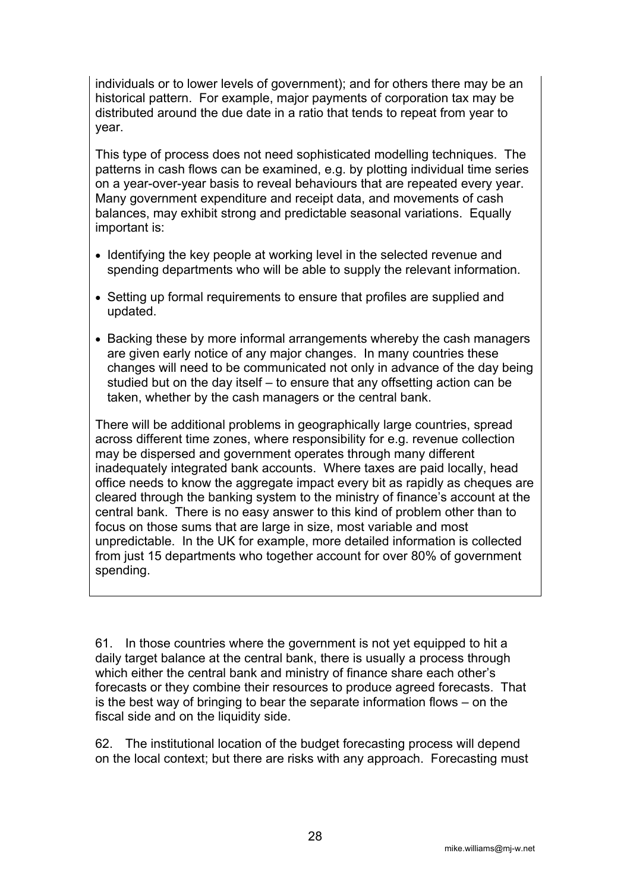individuals or to lower levels of government); and for others there may be an historical pattern. For example, major payments of corporation tax may be distributed around the due date in a ratio that tends to repeat from year to year.

This type of process does not need sophisticated modelling techniques. The patterns in cash flows can be examined, e.g. by plotting individual time series on a year-over-year basis to reveal behaviours that are repeated every year. Many government expenditure and receipt data, and movements of cash balances, may exhibit strong and predictable seasonal variations. Equally important is:

- Identifying the key people at working level in the selected revenue and spending departments who will be able to supply the relevant information.
- Setting up formal requirements to ensure that profiles are supplied and updated.
- Backing these by more informal arrangements whereby the cash managers are given early notice of any major changes. In many countries these changes will need to be communicated not only in advance of the day being studied but on the day itself – to ensure that any offsetting action can be taken, whether by the cash managers or the central bank.

There will be additional problems in geographically large countries, spread across different time zones, where responsibility for e.g. revenue collection may be dispersed and government operates through many different inadequately integrated bank accounts. Where taxes are paid locally, head office needs to know the aggregate impact every bit as rapidly as cheques are cleared through the banking system to the ministry of finance's account at the central bank. There is no easy answer to this kind of problem other than to focus on those sums that are large in size, most variable and most unpredictable. In the UK for example, more detailed information is collected from just 15 departments who together account for over 80% of government spending.

61. In those countries where the government is not yet equipped to hit a daily target balance at the central bank, there is usually a process through which either the central bank and ministry of finance share each other's forecasts or they combine their resources to produce agreed forecasts. That is the best way of bringing to bear the separate information flows – on the fiscal side and on the liquidity side.

62. The institutional location of the budget forecasting process will depend on the local context; but there are risks with any approach. Forecasting must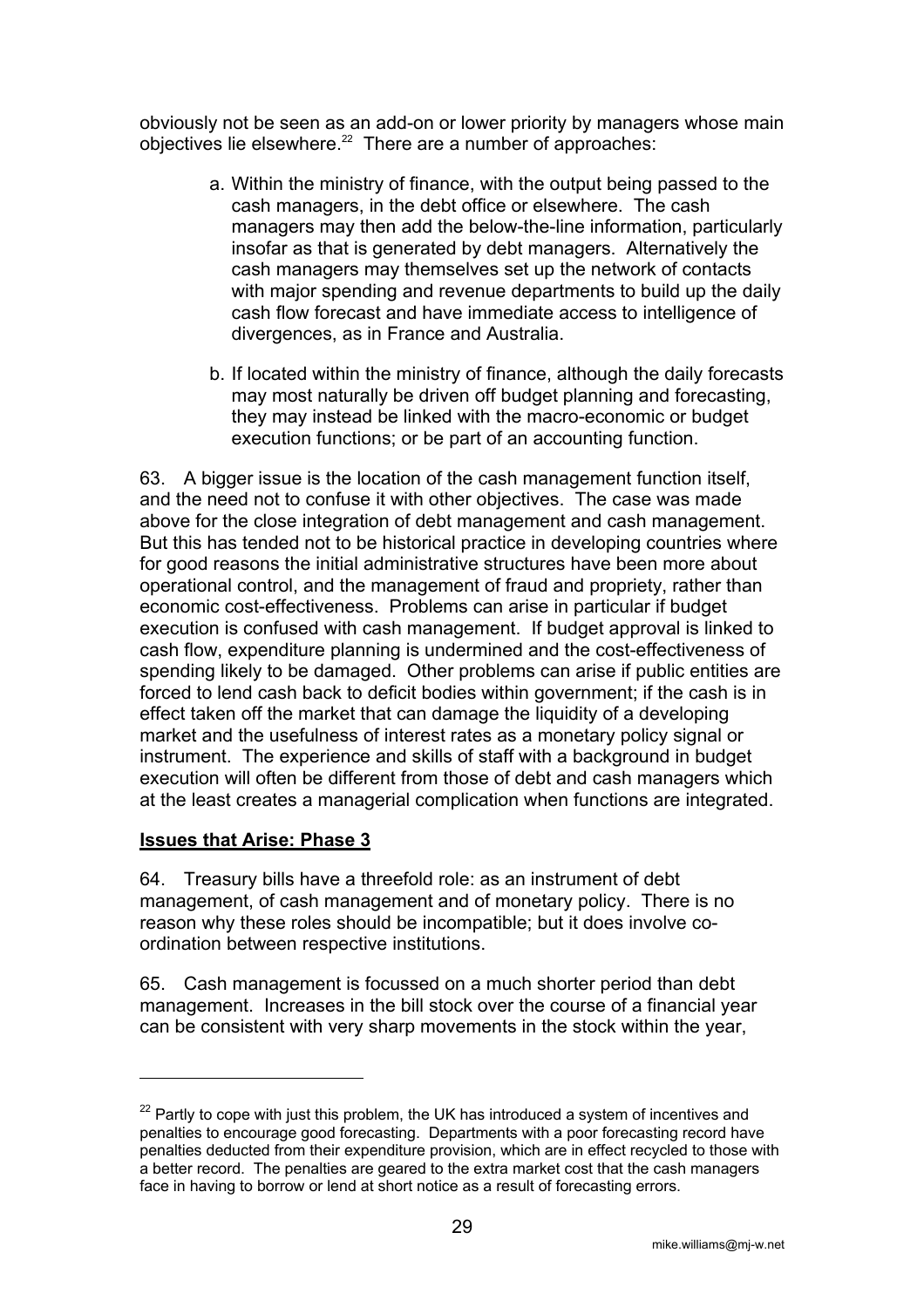obviously not be seen as an add-on or lower priority by managers whose main objectives lie elsewhere.[22] There are a number of approaches:

a. Within the ministry of finance, with the output being passed to the cash managers, in the debt office or elsewhere. The cash managers may then add the below-the-line information, particularly insofar as that is generated by debt managers. Alternatively the cash managers may themselves set up the network of contacts with major spending and revenue departments to build up the daily cash flow forecast and have immediate access to intelligence of divergences, as in France and Australia.

b. If located within the ministry of finance, although the daily forecasts may most naturally be driven off budget planning and forecasting, they may instead be linked with the macro-economic or budget execution functions; or be part of an accounting function.

63. A bigger issue is the location of the cash management function itself, and the need not to confuse it with other objectives. The case was made above for the close integration of debt management and cash management. But this has tended not to be historical practice in developing countries where for good reasons the initial administrative structures have been more about operational control, and the management of fraud and propriety, rather than economic cost-effectiveness. Problems can arise in particular if budget execution is confused with cash management. If budget approval is linked to cash flow, expenditure planning is undermined and the cost-effectiveness of spending likely to be damaged. Other problems can arise if public entities are forced to lend cash back to deficit bodies within government; if the cash is in effect taken off the market that can damage the liquidity of a developing market and the usefulness of interest rates as a monetary policy signal or instrument. The experience and skills of staff with a background in budget execution will often be different from those of debt and cash managers which at the least creates a managerial complication when functions are integrated.

## Issues that Arise: Phase 3

64. Treasury bills have a threefold role: as an instrument of debt management, of cash management and of monetary policy. There is no reason why these roles should be incompatible; but it does involve co-ordination between respective institutions.

65. Cash management is focussed on a much shorter period than debt management. Increases in the bill stock over the course of a financial year can be consistent with very sharp movements in the stock within the year,

[22] Partly to cope with just this problem, the UK has introduced a system of incentives and penalties to encourage good forecasting. Departments with a poor forecasting record have penalties deducted from their expenditure provision, which are in effect recycled to those with a better record. The penalties are geared to the extra market cost that the cash managers face in having to borrow or lend at short notice as a result of forecasting errors.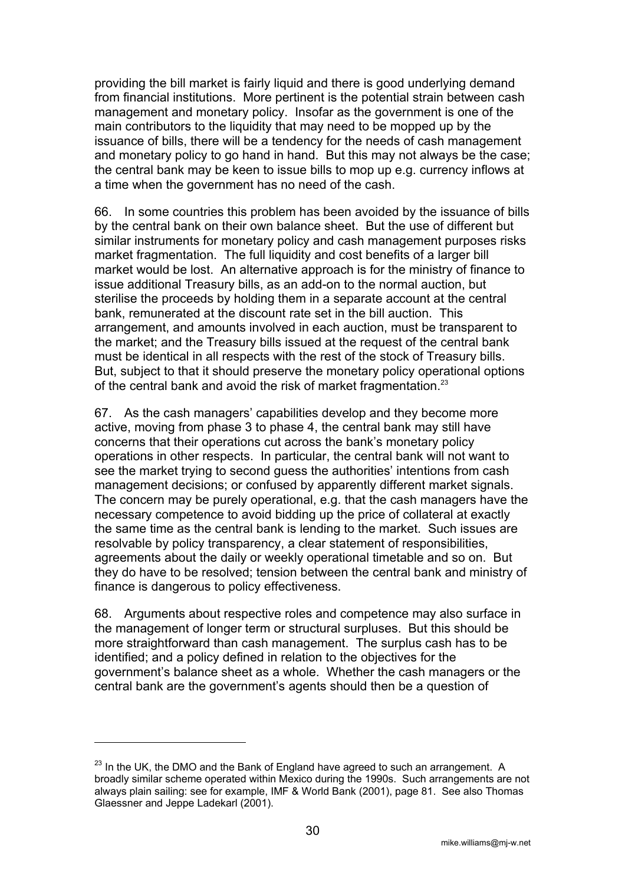providing the bill market is fairly liquid and there is good underlying demand from financial institutions. More pertinent is the potential strain between cash management and monetary policy. Insofar as the government is one of the main contributors to the liquidity that may need to be mopped up by the issuance of bills, there will be a tendency for the needs of cash management and monetary policy to go hand in hand. But this may not always be the case; the central bank may be keen to issue bills to mop up e.g. currency inflows at a time when the government has no need of the cash.

66. In some countries this problem has been avoided by the issuance of bills by the central bank on their own balance sheet. But the use of different but similar instruments for monetary policy and cash management purposes risks market fragmentation. The full liquidity and cost benefits of a larger bill market would be lost. An alternative approach is for the ministry of finance to issue additional Treasury bills, as an add-on to the normal auction, but sterilise the proceeds by holding them in a separate account at the central bank, remunerated at the discount rate set in the bill auction. This arrangement, and amounts involved in each auction, must be transparent to the market; and the Treasury bills issued at the request of the central bank must be identical in all respects with the rest of the stock of Treasury bills. But, subject to that it should preserve the monetary policy operational options of the central bank and avoid the risk of market fragmentation.[23]

67. As the cash managers' capabilities develop and they become more active, moving from phase 3 to phase 4, the central bank may still have concerns that their operations cut across the bank's monetary policy operations in other respects. In particular, the central bank will not want to see the market trying to second guess the authorities' intentions from cash management decisions; or confused by apparently different market signals. The concern may be purely operational, e.g. that the cash managers have the necessary competence to avoid bidding up the price of collateral at exactly the same time as the central bank is lending to the market. Such issues are resolvable by policy transparency, a clear statement of responsibilities, agreements about the daily or weekly operational timetable and so on. But they do have to be resolved; tension between the central bank and ministry of finance is dangerous to policy effectiveness.

68. Arguments about respective roles and competence may also surface in the management of longer term or structural surpluses. But this should be more straightforward than cash management. The surplus cash has to be identified; and a policy defined in relation to the objectives for the government's balance sheet as a whole. Whether the cash managers or the central bank are the government's agents should then be a question of

---

[23] In the UK, the DMO and the Bank of England have agreed to such an arrangement. A broadly similar scheme operated within Mexico during the 1990s. Such arrangements are not always plain sailing: see for example, IMF & World Bank (2001), page 81. See also Thomas Glaessner and Jeppe Ladekarl (2001).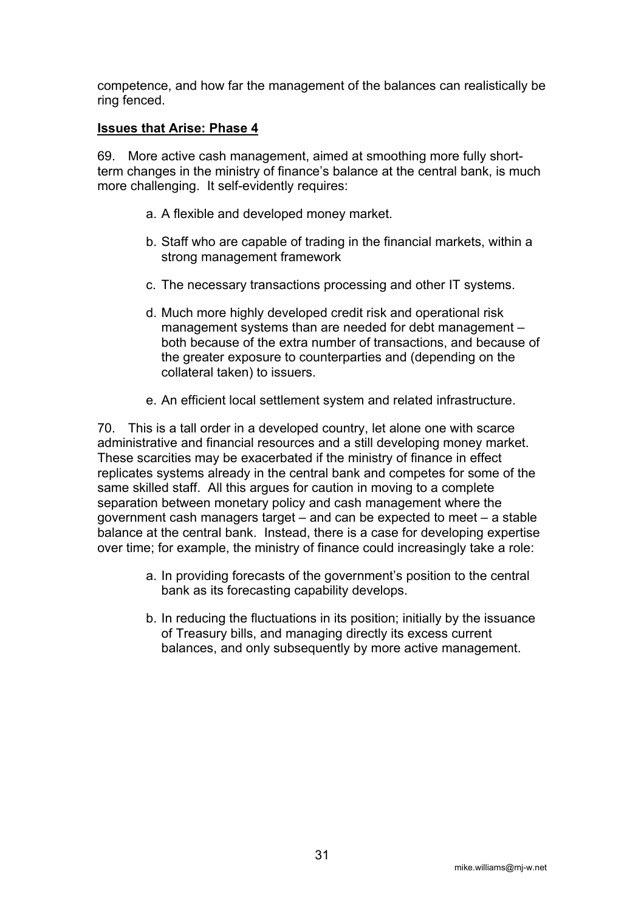competence, and how far the management of the balances can realistically be ring fenced.

**Issues that Arise: Phase 4**

69. More active cash management, aimed at smoothing more fully short-term changes in the ministry of finance's balance at the central bank, is much more challenging. It self-evidently requires:

a. A flexible and developed money market.

b. Staff who are capable of trading in the financial markets, within a strong management framework

c. The necessary transactions processing and other IT systems.

d. Much more highly developed credit risk and operational risk management systems than are needed for debt management – both because of the extra number of transactions, and because of the greater exposure to counterparties and (depending on the collateral taken) to issuers.

e. An efficient local settlement system and related infrastructure.

70. This is a tall order in a developed country, let alone one with scarce administrative and financial resources and a still developing money market. These scarcities may be exacerbated if the ministry of finance in effect replicates systems already in the central bank and competes for some of the same skilled staff. All this argues for caution in moving to a complete separation between monetary policy and cash management where the government cash managers target – and can be expected to meet – a stable balance at the central bank. Instead, there is a case for developing expertise over time; for example, the ministry of finance could increasingly take a role:

a. In providing forecasts of the government's position to the central bank as its forecasting capability develops.

b. In reducing the fluctuations in its position; initially by the issuance of Treasury bills, and managing directly its excess current balances, and only subsequently by more active management.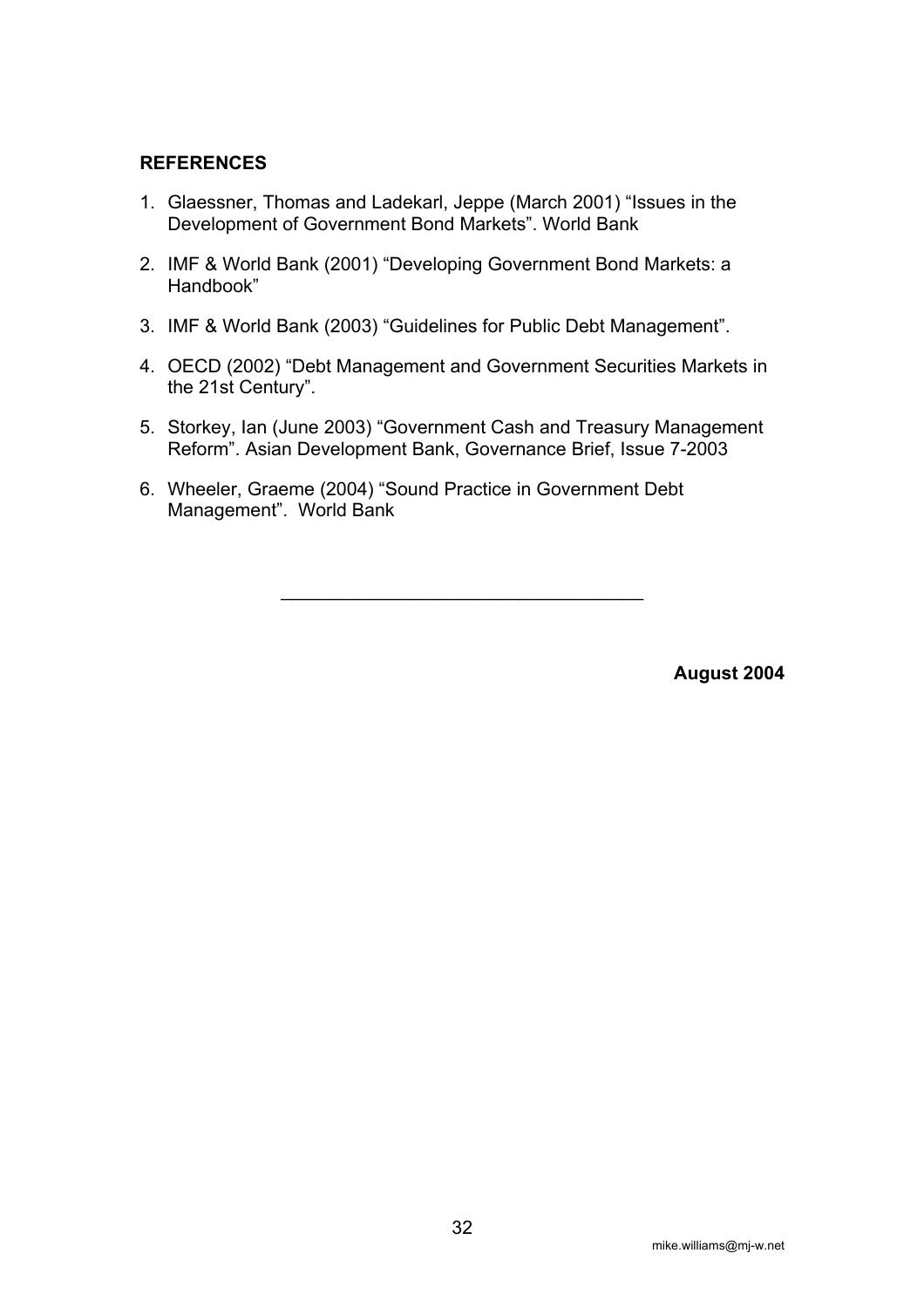## REFERENCES

1. Glaessner, Thomas and Ladekarl, Jeppe (March 2001) “Issues in the Development of Government Bond Markets”. World Bank
2. IMF & World Bank (2001) “Developing Government Bond Markets: a Handbook”
3. IMF & World Bank (2003) “Guidelines for Public Debt Management”.
4. OECD (2002) “Debt Management and Government Securities Markets in the 21st Century”.
5. Storkey, Ian (June 2003) “Government Cash and Treasury Management Reform”. Asian Development Bank, Governance Brief, Issue 7-2003
6. Wheeler, Graeme (2004) “Sound Practice in Government Debt Management”. World Bank

---

**August 2004**

mike.williams@mj-w.net